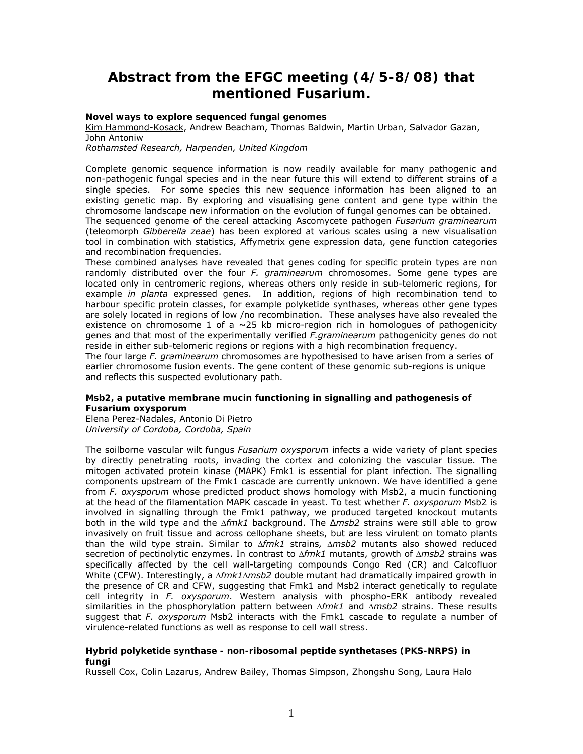# Abstract from the EFGC meeting (4/5-8/08) that mentioned Fusarium.

### Novel ways to explore sequenced fungal genomes

<u>Kim Hammond-Kosack</u>, Andrew Beacham, Thomas Baldwin, Martin Urban, Salvador Gazan, John Antoniw

*Rothamsted Research, Harpenden, United Kingdom*

Complete genomic sequence information is now readily available for many pathogenic and non-pathogenic fungal species and in the near future this will extend to different strains of a single species. For some species this new sequence information has been aligned to an existing genetic map. By exploring and visualising gene content and gene type within the chromosome landscape new information on the evolution of fungal genomes can be obtained.

The sequenced genome of the cereal attacking Ascomycete pathogen *Fusarium graminearum* (teleomorph *Gibberella zeae*) has been explored at various scales using a new visualisation tool in combination with statistics, Affymetrix gene expression data, gene function categories and recombination frequencies.

These combined analyses have revealed that genes coding for specific protein types are non randomly distributed over the four *F. graminearum* chromosomes. Some gene types are located only in centromeric regions, whereas others only reside in sub-telomeric regions, for example *in planta* expressed genes. In addition, regions of high recombination tend to harbour specific protein classes, for example polyketide synthases, whereas other gene types are solely located in regions of low /no recombination. These analyses have also revealed the existence on chromosome 1 of a ~25 kb micro-region rich in homologues of pathogenicity genes and that most of the experimentally verified *F.graminearum* pathogenicity genes do not reside in either sub-telomeric regions or regions with a high recombination frequency.

The four large *F. graminearum* chromosomes are hypothesised to have arisen from a series of earlier chromosome fusion events. The gene content of these genomic sub-regions is unique and reflects this suspected evolutionary path.

### Msb2, a putative membrane mucin functioning in signalling and pathogenesis of Fusarium oxysporum

<u>Elena Perez-Nadales</u>, Antonio Di Pietro

*University of Cordoba, Cordoba, Spain*

The soilborne vascular wilt fungus *Fusarium oxysporum* infects a wide variety of plant species by directly penetrating roots, invading the cortex and colonizing the vascular tissue. The mitogen activated protein kinase (MAPK) Fmk1 is essential for plant infection. The signalling components upstream of the Fmk1 cascade are currently unknown. We have identified a gene from *F. oxysporum* whose predicted product shows homology with Msb2, a mucin functioning at the head of the filamentation MAPK cascade in yeast. To test whether *F. oxysporum* Msb2 is involved in signalling through the Fmk1 pathway, we produced targeted knockout mutants both in the wild type and the Δ*fmk1* background. The Δ*msb2* strains were still able to grow invasively on fruit tissue and across cellophane sheets, but are less virulent on tomato plants than the wild type strain. Similar to Δ*fmk1* strains, Δ*msb2* mutants also showed reduced secretion of pectinolytic enzymes. In contrast to Δ*fmk1* mutants, growth of Δ*msb2* strains was specifically affected by the cell wall-targeting compounds Congo Red (CR) and Calcofluor White (CFW). Interestingly, a Δ*fmk1*Δ*msb2* double mutant had dramatically impaired growth in the presence of CR and CFW, suggesting that Fmk1 and Msb2 interact genetically to regulate cell integrity in *F. oxysporum*. Western analysis with phospho-ERK antibody revealed similarities in the phosphorylation pattern between Δ*fmk1* and Δ*msb2* strains. These results suggest that *F. oxysporum* Msb2 interacts with the Fmk1 cascade to regulate a number of virulence-related functions as well as response to cell wall stress.

### Hybrid polyketide synthase - non-ribosomal peptide synthetases (PKS-NRPS) in fungi

<u>Russell Cox</u>, Colin Lazarus, Andrew Bailey, Thomas Simpson, Zhongshu Song, Laura Halo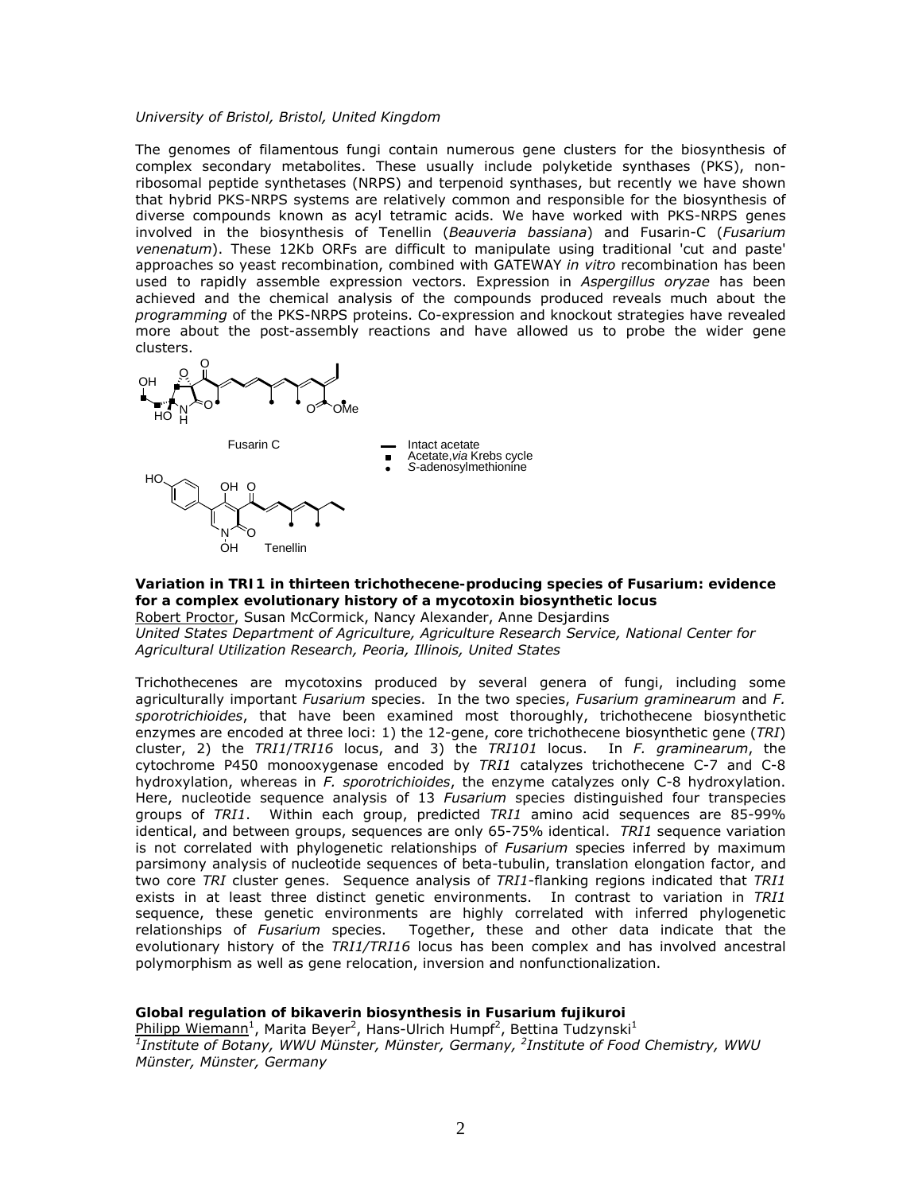*University of Bristol, Bristol, United Kingdom*

The genomes of filamentous fungi contain numerous gene clusters for the biosynthesis of complex secondary metabolites. These usually include polyketide synthases (PKS), non-ribosomal peptide synthetases (NRPS) and terpenoid synthases, but recently we have shown that hybrid PKS-NRPS systems are relatively common and responsible for the biosynthesis of diverse compounds known as acyl tetramic acids. We have worked with PKS-NRPS genes involved in the biosynthesis of Tenellin (*Beauveria bassiana*) and Fusarin-C (*Fusarium venenatum*). These 12Kb ORFs are difficult to manipulate using traditional 'cut and paste' approaches so yeast recombination, combined with GATEWAY *in vitro* recombination has been used to rapidly assemble expression vectors. Expression in *Aspergillus oryzae* has been achieved and the chemical analysis of the compounds produced reveals much about the *programming* of the PKS-NRPS proteins. Co-expression and knockout strategies have revealed more about the post-assembly reactions and have allowed us to probe the wider gene clusters.

Fusarin C

Tenellin

Intact acetate
Acetate, *via* Krebs cycle
*S*-adenosylmethionine

**Variation in TRI1 in thirteen trichothecene-producing species of Fusarium: evidence for a complex evolutionary history of a mycotoxin biosynthetic locus**
Robert Proctor, Susan McCormick, Nancy Alexander, Anne Desjardins
*United States Department of Agriculture, Agriculture Research Service, National Center for Agricultural Utilization Research, Peoria, Illinois, United States*

Trichothecenes are mycotoxins produced by several genera of fungi, including some agriculturally important *Fusarium* species. In the two species, *Fusarium graminearum* and *F. sporotrichioides*, that have been examined most thoroughly, trichothecene biosynthetic enzymes are encoded at three loci: 1) the 12-gene, core trichothecene biosynthetic gene (*TRI*) cluster, 2) the *TRI1*/*TRI16* locus, and 3) the *TRI101* locus. In *F. graminearum*, the cytochrome P450 monooxygenase encoded by *TRI1* catalyzes trichothecene C-7 and C-8 hydroxylation, whereas in *F. sporotrichioides*, the enzyme catalyzes only C-8 hydroxylation. Here, nucleotide sequence analysis of 13 *Fusarium* species distinguished four transpecies groups of *TRI1*. Within each group, predicted *TRI1* amino acid sequences are 85-99% identical, and between groups, sequences are only 65-75% identical. *TRI1* sequence variation is not correlated with phylogenetic relationships of *Fusarium* species inferred by maximum parsimony analysis of nucleotide sequences of beta-tubulin, translation elongation factor, and two core *TRI* cluster genes. Sequence analysis of *TRI1*-flanking regions indicated that *TRI1* exists in at least three distinct genetic environments. In contrast to variation in *TRI1* sequence, these genetic environments are highly correlated with inferred phylogenetic relationships of *Fusarium* species. Together, these and other data indicate that the evolutionary history of the *TRI1/TRI16* locus has been complex and has involved ancestral polymorphism as well as gene relocation, inversion and nonfunctionalization.

**Global regulation of bikaverin biosynthesis in Fusarium fujikuroi**
Philipp Wiemann[1], Marita Beyer[2], Hans-Ulrich Humpf[2], Bettina Tudzynski[1]
[1]*Institute of Botany, WWU Münster, Münster, Germany,* [2]*Institute of Food Chemistry, WWU Münster, Münster, Germany*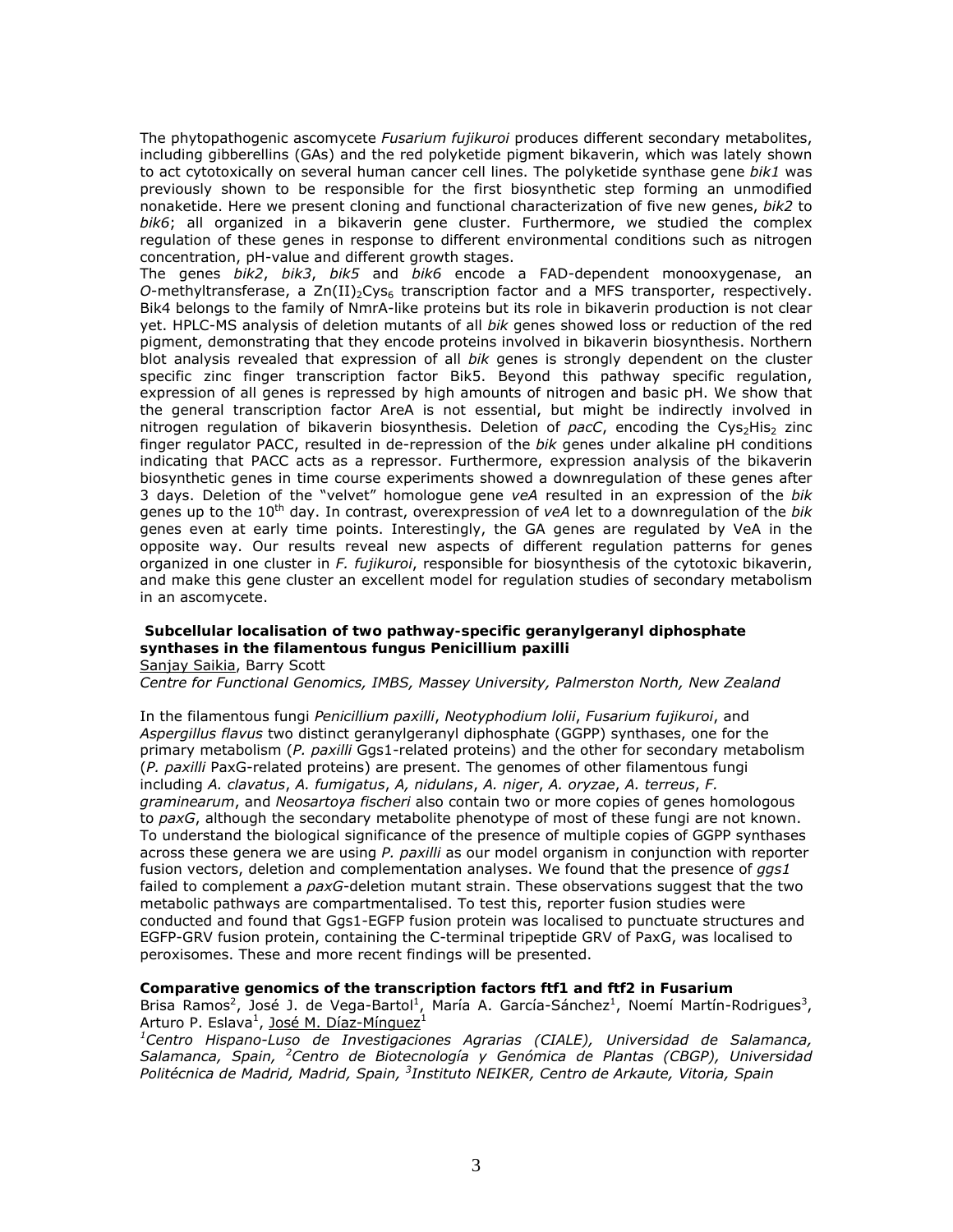The phytopathogenic ascomycete *Fusarium fujikuroi* produces different secondary metabolites, including gibberellins (GAs) and the red polyketide pigment bikaverin, which was lately shown to act cytotoxically on several human cancer cell lines. The polyketide synthase gene *bik1* was previously shown to be responsible for the first biosynthetic step forming an unmodified nonaketide. Here we present cloning and functional characterization of five new genes, *bik2* to *bik6*; all organized in a bikaverin gene cluster. Furthermore, we studied the complex regulation of these genes in response to different environmental conditions such as nitrogen concentration, pH-value and different growth stages.

The genes *bik2*, *bik3*, *bik5* and *bik6* encode a FAD-dependent monooxygenase, an *O*-methyltransferase, a $Zn(II)_2Cys_6$ transcription factor and a MFS transporter, respectively. Bik4 belongs to the family of NmrA-like proteins but its role in bikaverin production is not clear yet. HPLC-MS analysis of deletion mutants of all *bik* genes showed loss or reduction of the red pigment, demonstrating that they encode proteins involved in bikaverin biosynthesis. Northern blot analysis revealed that expression of all *bik* genes is strongly dependent on the cluster specific zinc finger transcription factor Bik5. Beyond this pathway specific regulation, expression of all genes is repressed by high amounts of nitrogen and basic pH. We show that the general transcription factor AreA is not essential, but might be indirectly involved in nitrogen regulation of bikaverin biosynthesis. Deletion of *pacC*, encoding the $Cys_2His_2$ zinc finger regulator PACC, resulted in de-repression of the *bik* genes under alkaline pH conditions indicating that PACC acts as a repressor. Furthermore, expression analysis of the bikaverin biosynthetic genes in time course experiments showed a downregulation of these genes after 3 days. Deletion of the "velvet" homologue gene *veA* resulted in an expression of the *bik* genes up to the 10th day. In contrast, overexpression of *veA* let to a downregulation of the *bik* genes even at early time points. Interestingly, the GA genes are regulated by VeA in the opposite way. Our results reveal new aspects of different regulation patterns for genes organized in one cluster in *F. fujikuroi*, responsible for biosynthesis of the cytotoxic bikaverin, and make this gene cluster an excellent model for regulation studies of secondary metabolism in an ascomycete.

**Subcellular localisation of two pathway-specific geranylgeranyl diphosphate synthases in the filamentous fungus Penicillium paxilli**

<u>Sanjay Saikia</u>, Barry Scott

*Centre for Functional Genomics, IMBS, Massey University, Palmerston North, New Zealand*

In the filamentous fungi *Penicillium paxilli*, *Neotyphodium lolii*, *Fusarium fujikuroi*, and *Aspergillus flavus* two distinct geranylgeranyl diphosphate (GGPP) synthases, one for the primary metabolism (*P. paxilli* Ggs1-related proteins) and the other for secondary metabolism (*P. paxilli* PaxG-related proteins) are present. The genomes of other filamentous fungi including *A. clavatus*, *A. fumigatus*, *A, nidulans*, *A. niger*, *A. oryzae*, *A. terreus*, *F. graminearum*, and *Neosartoya fischeri* also contain two or more copies of genes homologous to *paxG*, although the secondary metabolite phenotype of most of these fungi are not known. To understand the biological significance of the presence of multiple copies of GGPP synthases across these genera we are using *P. paxilli* as our model organism in conjunction with reporter fusion vectors, deletion and complementation analyses. We found that the presence of *ggs1* failed to complement a *paxG*-deletion mutant strain. These observations suggest that the two metabolic pathways are compartmentalised. To test this, reporter fusion studies were conducted and found that Ggs1-EGFP fusion protein was localised to punctuate structures and EGFP-GRV fusion protein, containing the C-terminal tripeptide GRV of PaxG, was localised to peroxisomes. These and more recent findings will be presented.

**Comparative genomics of the transcription factors ftf1 and ftf2 in Fusarium**

Brisa Ramos[2], José J. de Vega-Bartol[1], María A. García-Sánchez[1], Noemí Martín-Rodrigues[3], Arturo P. Eslava[1], <u>José M. Díaz-Mínguez</u>[1]

[1]*Centro Hispano-Luso de Investigaciones Agrarias (CIALE), Universidad de Salamanca, Salamanca, Spain,* [2]*Centro de Biotecnología y Genómica de Plantas (CBGP), Universidad Politécnica de Madrid, Madrid, Spain,* [3]*Instituto NEIKER, Centro de Arkaute, Vitoria, Spain*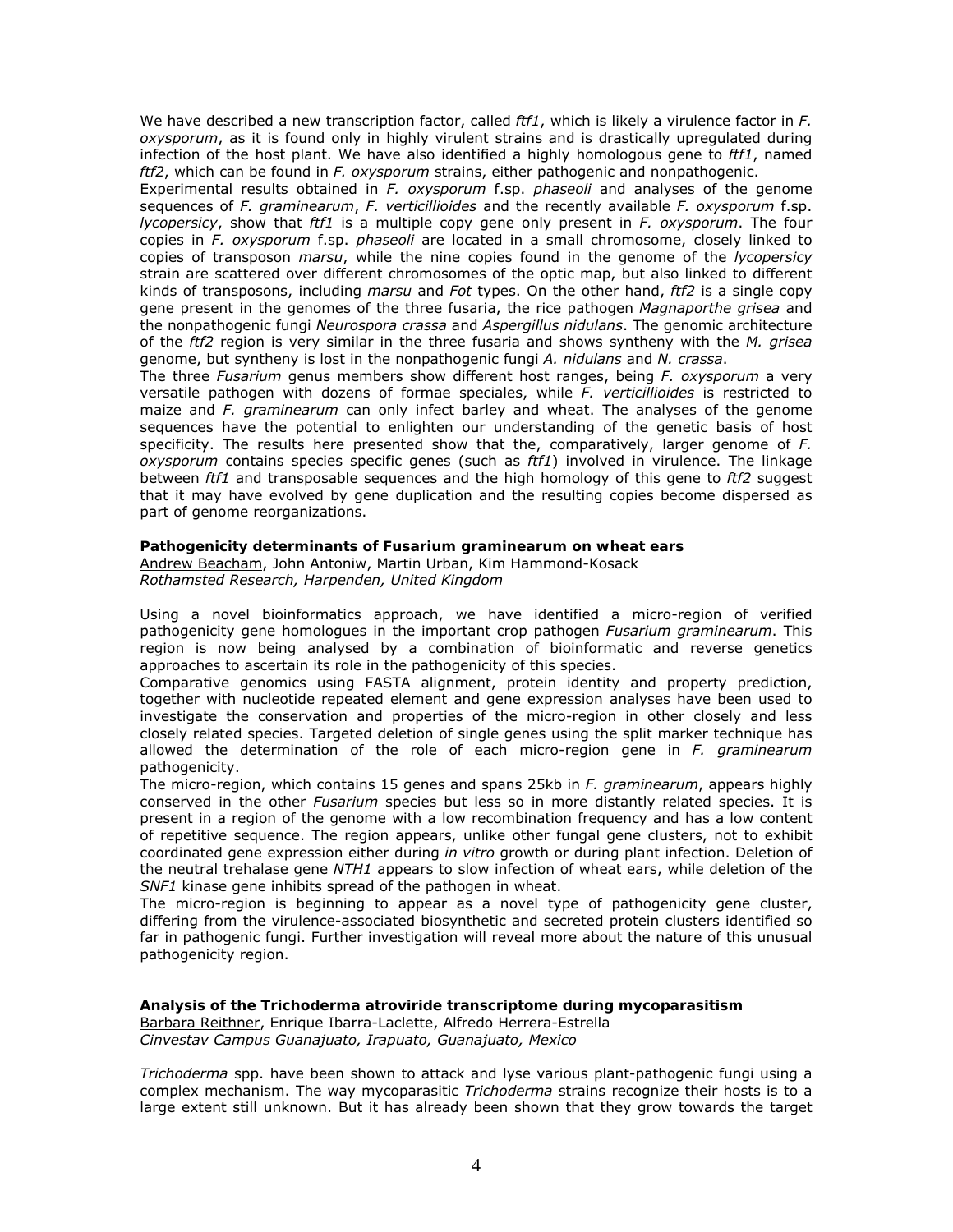We have described a new transcription factor, called *ftf1*, which is likely a virulence factor in *F. oxysporum*, as it is found only in highly virulent strains and is drastically upregulated during infection of the host plant. We have also identified a highly homologous gene to *ftf1*, named *ftf2*, which can be found in *F. oxysporum* strains, either pathogenic and nonpathogenic.

Experimental results obtained in *F. oxysporum* f.sp. *phaseoli* and analyses of the genome sequences of *F. graminearum*, *F. verticillioides* and the recently available *F. oxysporum* f.sp. *lycopersicy*, show that *ftf1* is a multiple copy gene only present in *F. oxysporum*. The four copies in *F. oxysporum* f.sp. *phaseoli* are located in a small chromosome, closely linked to copies of transposon *marsu*, while the nine copies found in the genome of the *lycopersicy* strain are scattered over different chromosomes of the optic map, but also linked to different kinds of transposons, including *marsu* and *Fot* types. On the other hand, *ftf2* is a single copy gene present in the genomes of the three fusaria, the rice pathogen *Magnaporthe grisea* and the nonpathogenic fungi *Neurospora crassa* and *Aspergillus nidulans*. The genomic architecture of the *ftf2* region is very similar in the three fusaria and shows syntheny with the *M. grisea* genome, but syntheny is lost in the nonpathogenic fungi *A. nidulans* and *N. crassa*.

The three *Fusarium* genus members show different host ranges, being *F. oxysporum* a very versatile pathogen with dozens of formae speciales, while *F. verticillioides* is restricted to maize and *F. graminearum* can only infect barley and wheat. The analyses of the genome sequences have the potential to enlighten our understanding of the genetic basis of host specificity. The results here presented show that the, comparatively, larger genome of *F. oxysporum* contains species specific genes (such as *ftf1*) involved in virulence. The linkage between *ftf1* and transposable sequences and the high homology of this gene to *ftf2* suggest that it may have evolved by gene duplication and the resulting copies become dispersed as part of genome reorganizations.

### Pathogenicity determinants of Fusarium graminearum on wheat ears

Andrew Beacham, John Antoniw, Martin Urban, Kim Hammond-Kosack
*Rothamsted Research, Harpenden, United Kingdom*

Using a novel bioinformatics approach, we have identified a micro-region of verified pathogenicity gene homologues in the important crop pathogen *Fusarium graminearum*. This region is now being analysed by a combination of bioinformatic and reverse genetics approaches to ascertain its role in the pathogenicity of this species.

Comparative genomics using FASTA alignment, protein identity and property prediction, together with nucleotide repeated element and gene expression analyses have been used to investigate the conservation and properties of the micro-region in other closely and less closely related species. Targeted deletion of single genes using the split marker technique has allowed the determination of the role of each micro-region gene in *F. graminearum* pathogenicity.

The micro-region, which contains 15 genes and spans 25kb in *F. graminearum*, appears highly conserved in the other *Fusarium* species but less so in more distantly related species. It is present in a region of the genome with a low recombination frequency and has a low content of repetitive sequence. The region appears, unlike other fungal gene clusters, not to exhibit coordinated gene expression either during *in vitro* growth or during plant infection. Deletion of the neutral trehalase gene *NTH1* appears to slow infection of wheat ears, while deletion of the *SNF1* kinase gene inhibits spread of the pathogen in wheat.

The micro-region is beginning to appear as a novel type of pathogenicity gene cluster, differing from the virulence-associated biosynthetic and secreted protein clusters identified so far in pathogenic fungi. Further investigation will reveal more about the nature of this unusual pathogenicity region.

### Analysis of the Trichoderma atroviride transcriptome during mycoparasitism

Barbara Reithner, Enrique Ibarra-Laclette, Alfredo Herrera-Estrella
*Cinvestav Campus Guanajuato, Irapuato, Guanajuato, Mexico*

*Trichoderma* spp. have been shown to attack and lyse various plant-pathogenic fungi using a complex mechanism. The way mycoparasitic *Trichoderma* strains recognize their hosts is to a large extent still unknown. But it has already been shown that they grow towards the target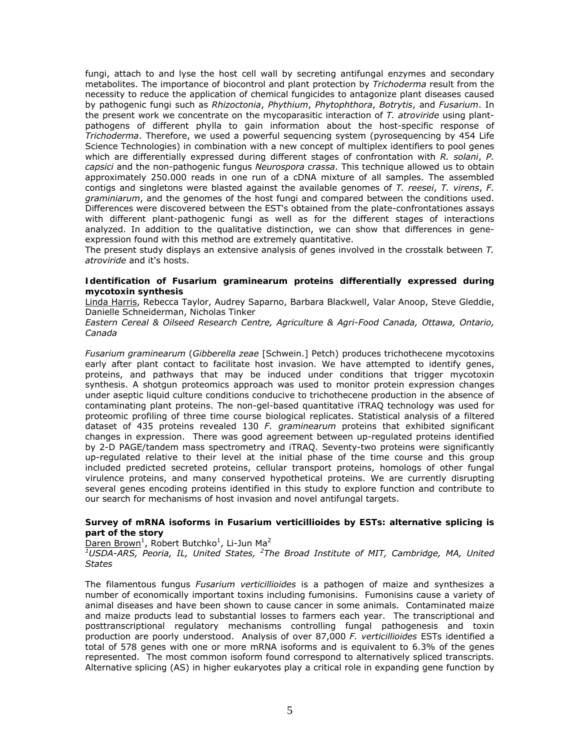fungi, attach to and lyse the host cell wall by secreting antifungal enzymes and secondary metabolites. The importance of biocontrol and plant protection by *Trichoderma* result from the necessity to reduce the application of chemical fungicides to antagonize plant diseases caused by pathogenic fungi such as *Rhizoctonia*, *Phythium*, *Phytophthora*, *Botrytis*, and *Fusarium*. In the present work we concentrate on the mycoparasitic interaction of *T. atroviride* using plant-pathogens of different phylla to gain information about the host-specific response of *Trichoderma*. Therefore, we used a powerful sequencing system (pyrosequencing by 454 Life Science Technologies) in combination with a new concept of multiplex identifiers to pool genes which are differentially expressed during different stages of confrontation with *R. solani*, *P. capsici* and the non-pathogenic fungus *Neurospora crassa*. This technique allowed us to obtain approximately 250.000 reads in one run of a cDNA mixture of all samples. The assembled contigs and singletons were blasted against the available genomes of *T. reesei*, *T. virens*, *F. graminiarum*, and the genomes of the host fungi and compared between the conditions used. Differences were discovered between the EST's obtained from the plate-confrontationes assays with different plant-pathogenic fungi as well as for the different stages of interactions analyzed. In addition to the qualitative distinction, we can show that differences in gene-expression found with this method are extremely quantitative.

The present study displays an extensive analysis of genes involved in the crosstalk between *T. atroviride* and it's hosts.

### Identification of Fusarium graminearum proteins differentially expressed during mycotoxin synthesis

Linda Harris, Rebecca Taylor, Audrey Saparno, Barbara Blackwell, Valar Anoop, Steve Gleddie, Danielle Schneiderman, Nicholas Tinker

*Eastern Cereal & Oilseed Research Centre, Agriculture & Agri-Food Canada, Ottawa, Ontario, Canada*

*Fusarium graminearum* (*Gibberella zeae* [Schwein.] Petch) produces trichothecene mycotoxins early after plant contact to facilitate host invasion. We have attempted to identify genes, proteins, and pathways that may be induced under conditions that trigger mycotoxin synthesis. A shotgun proteomics approach was used to monitor protein expression changes under aseptic liquid culture conditions conducive to trichothecene production in the absence of contaminating plant proteins. The non-gel-based quantitative iTRAQ technology was used for proteomic profiling of three time course biological replicates. Statistical analysis of a filtered dataset of 435 proteins revealed 130 *F. graminearum* proteins that exhibited significant changes in expression. There was good agreement between up-regulated proteins identified by 2-D PAGE/tandem mass spectrometry and iTRAQ. Seventy-two proteins were significantly up-regulated relative to their level at the initial phase of the time course and this group included predicted secreted proteins, cellular transport proteins, homologs of other fungal virulence proteins, and many conserved hypothetical proteins. We are currently disrupting several genes encoding proteins identified in this study to explore function and contribute to our search for mechanisms of host invasion and novel antifungal targets.

### Survey of mRNA isoforms in Fusarium verticillioides by ESTs: alternative splicing is part of the story

Daren Brown[1], Robert Butchko[1], Li-Jun Ma[2]

*[1]USDA-ARS, Peoria, IL, United States, [2]The Broad Institute of MIT, Cambridge, MA, United States*

The filamentous fungus *Fusarium verticillioides* is a pathogen of maize and synthesizes a number of economically important toxins including fumonisins. Fumonisins cause a variety of animal diseases and have been shown to cause cancer in some animals. Contaminated maize and maize products lead to substantial losses to farmers each year. The transcriptional and posttranscriptional regulatory mechanisms controlling fungal pathogenesis and toxin production are poorly understood. Analysis of over 87,000 *F. verticillioides* ESTs identified a total of 578 genes with one or more mRNA isoforms and is equivalent to 6.3% of the genes represented. The most common isoform found correspond to alternatively spliced transcripts. Alternative splicing (AS) in higher eukaryotes play a critical role in expanding gene function by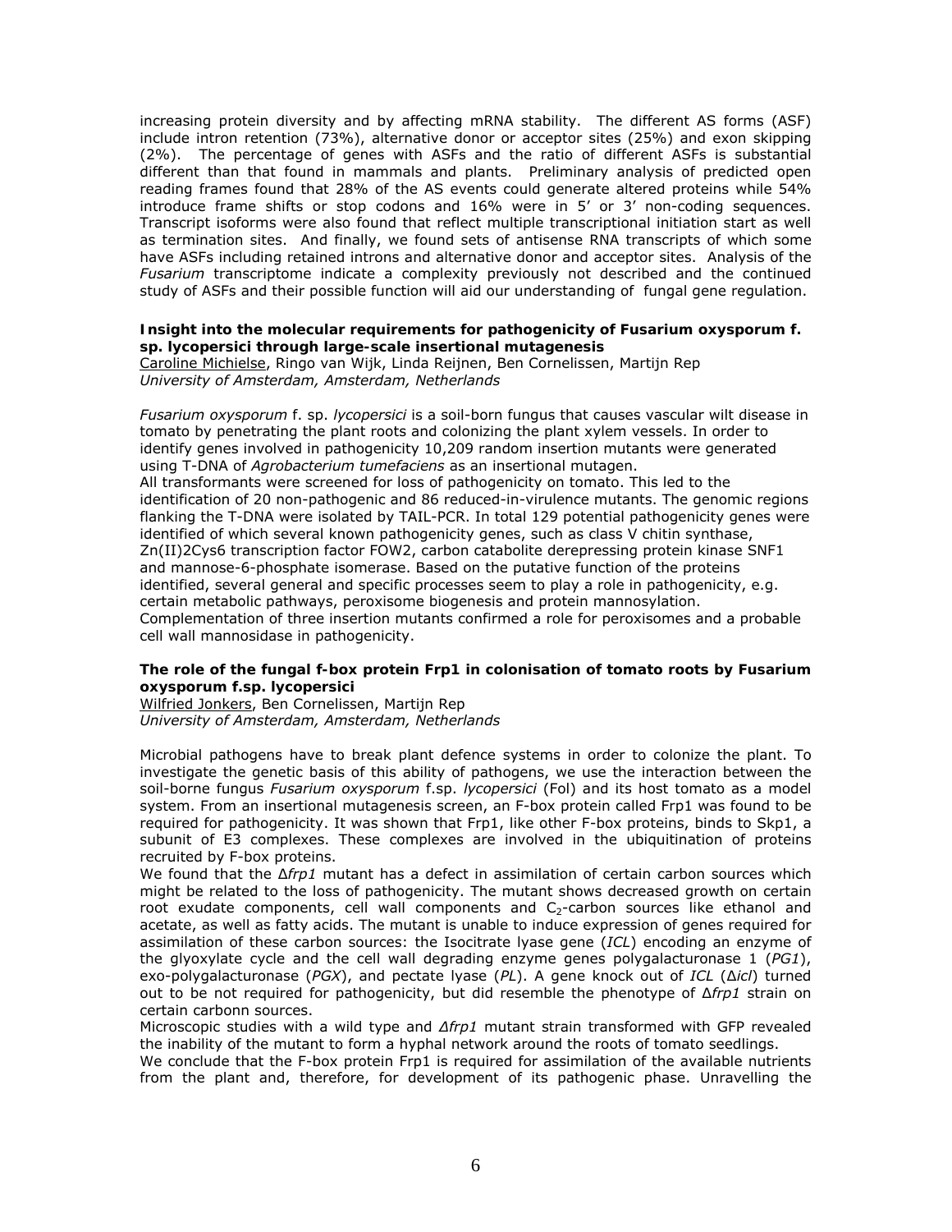increasing protein diversity and by affecting mRNA stability. The different AS forms (ASF) include intron retention (73%), alternative donor or acceptor sites (25%) and exon skipping (2%). The percentage of genes with ASFs and the ratio of different ASFs is substantial different than that found in mammals and plants. Preliminary analysis of predicted open reading frames found that 28% of the AS events could generate altered proteins while 54% introduce frame shifts or stop codons and 16% were in 5' or 3' non-coding sequences. Transcript isoforms were also found that reflect multiple transcriptional initiation start as well as termination sites. And finally, we found sets of antisense RNA transcripts of which some have ASFs including retained introns and alternative donor and acceptor sites. Analysis of the *Fusarium* transcriptome indicate a complexity previously not described and the continued study of ASFs and their possible function will aid our understanding of fungal gene regulation.

### Insight into the molecular requirements for pathogenicity of Fusarium oxysporum f. sp. lycopersici through large-scale insertional mutagenesis

Caroline Michielse, Ringo van Wijk, Linda Reijnen, Ben Cornelissen, Martijn Rep
*University of Amsterdam, Amsterdam, Netherlands*

*Fusarium oxysporum* f. sp. *lycopersici* is a soil-born fungus that causes vascular wilt disease in tomato by penetrating the plant roots and colonizing the plant xylem vessels. In order to identify genes involved in pathogenicity 10,209 random insertion mutants were generated using T-DNA of *Agrobacterium tumefaciens* as an insertional mutagen.
All transformants were screened for loss of pathogenicity on tomato. This led to the identification of 20 non-pathogenic and 86 reduced-in-virulence mutants. The genomic regions flanking the T-DNA were isolated by TAIL-PCR. In total 129 potential pathogenicity genes were identified of which several known pathogenicity genes, such as class V chitin synthase, Zn(II)2Cys6 transcription factor FOW2, carbon catabolite derepressing protein kinase SNF1 and mannose-6-phosphate isomerase. Based on the putative function of the proteins identified, several general and specific processes seem to play a role in pathogenicity, e.g. certain metabolic pathways, peroxisome biogenesis and protein mannosylation. Complementation of three insertion mutants confirmed a role for peroxisomes and a probable cell wall mannosidase in pathogenicity.

### The role of the fungal f-box protein Frp1 in colonisation of tomato roots by Fusarium oxysporum f.sp. lycopersici

Wilfried Jonkers, Ben Cornelissen, Martijn Rep
*University of Amsterdam, Amsterdam, Netherlands*

Microbial pathogens have to break plant defence systems in order to colonize the plant. To investigate the genetic basis of this ability of pathogens, we use the interaction between the soil-borne fungus *Fusarium oxysporum* f.sp. *lycopersici* (Fol) and its host tomato as a model system. From an insertional mutagenesis screen, an F-box protein called Frp1 was found to be required for pathogenicity. It was shown that Frp1, like other F-box proteins, binds to Skp1, a subunit of E3 complexes. These complexes are involved in the ubiquitination of proteins recruited by F-box proteins.
We found that the Δ*frp1* mutant has a defect in assimilation of certain carbon sources which might be related to the loss of pathogenicity. The mutant shows decreased growth on certain root exudate components, cell wall components and $C_2$-carbon sources like ethanol and acetate, as well as fatty acids. The mutant is unable to induce expression of genes required for assimilation of these carbon sources: the Isocitrate lyase gene (*ICL*) encoding an enzyme of the glyoxylate cycle and the cell wall degrading enzyme genes polygalacturonase 1 (*PG1*), exo-polygalacturonase (*PGX*), and pectate lyase (*PL*). A gene knock out of *ICL* (Δ*icl*) turned out to be not required for pathogenicity, but did resemble the phenotype of Δ*frp1* strain on certain carbonn sources.
Microscopic studies with a wild type and *Δfrp1* mutant strain transformed with GFP revealed the inability of the mutant to form a hyphal network around the roots of tomato seedlings.
We conclude that the F-box protein Frp1 is required for assimilation of the available nutrients from the plant and, therefore, for development of its pathogenic phase. Unravelling the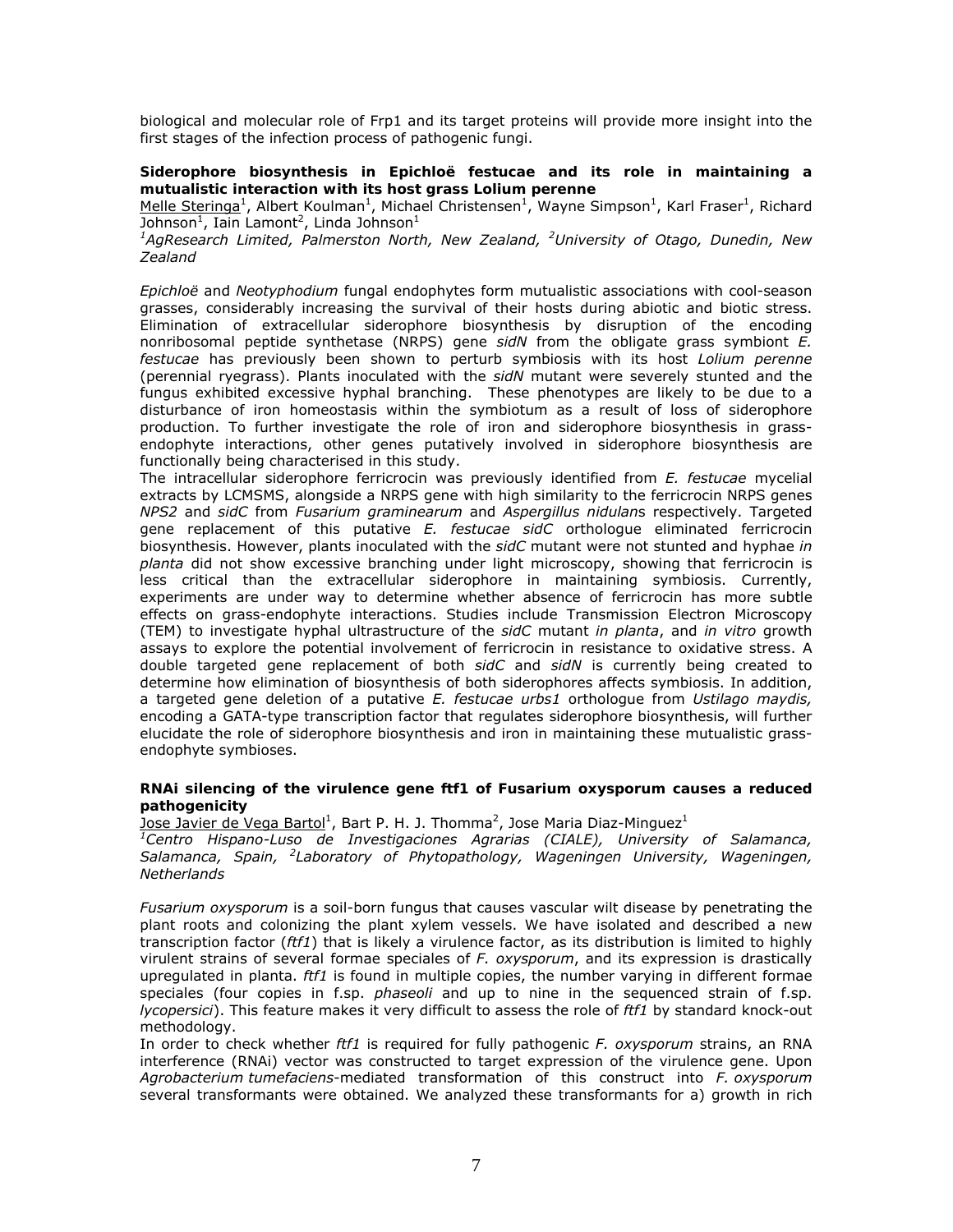biological and molecular role of Frp1 and its target proteins will provide more insight into the first stages of the infection process of pathogenic fungi.

### Siderophore biosynthesis in Epichloë festucae and its role in maintaining a mutualistic interaction with its host grass Lolium perenne

Melle Steringa[1], Albert Koulman[1], Michael Christensen[1], Wayne Simpson[1], Karl Fraser[1], Richard Johnson[1], Iain Lamont[2], Linda Johnson[1]

*[1]AgResearch Limited, Palmerston North, New Zealand, [2]University of Otago, Dunedin, New Zealand*

*Epichloë* and *Neotyphodium* fungal endophytes form mutualistic associations with cool-season grasses, considerably increasing the survival of their hosts during abiotic and biotic stress. Elimination of extracellular siderophore biosynthesis by disruption of the encoding nonribosomal peptide synthetase (NRPS) gene *sidN* from the obligate grass symbiont *E. festucae* has previously been shown to perturb symbiosis with its host *Lolium perenne* (perennial ryegrass). Plants inoculated with the *sidN* mutant were severely stunted and the fungus exhibited excessive hyphal branching. These phenotypes are likely to be due to a disturbance of iron homeostasis within the symbiotum as a result of loss of siderophore production. To further investigate the role of iron and siderophore biosynthesis in grass-endophyte interactions, other genes putatively involved in siderophore biosynthesis are functionally being characterised in this study.

The intracellular siderophore ferricrocin was previously identified from *E. festucae* mycelial extracts by LCMSMS, alongside a NRPS gene with high similarity to the ferricrocin NRPS genes *NPS2* and *sidC* from *Fusarium graminearum* and *Aspergillus nidulans* respectively. Targeted gene replacement of this putative *E. festucae sidC* orthologue eliminated ferricrocin biosynthesis. However, plants inoculated with the *sidC* mutant were not stunted and hyphae *in planta* did not show excessive branching under light microscopy, showing that ferricrocin is less critical than the extracellular siderophore in maintaining symbiosis. Currently, experiments are under way to determine whether absence of ferricrocin has more subtle effects on grass-endophyte interactions. Studies include Transmission Electron Microscopy (TEM) to investigate hyphal ultrastructure of the *sidC* mutant *in planta*, and *in vitro* growth assays to explore the potential involvement of ferricrocin in resistance to oxidative stress. A double targeted gene replacement of both *sidC* and *sidN* is currently being created to determine how elimination of biosynthesis of both siderophores affects symbiosis. In addition, a targeted gene deletion of a putative *E. festucae urbs1* orthologue from *Ustilago maydis,* encoding a GATA-type transcription factor that regulates siderophore biosynthesis, will further elucidate the role of siderophore biosynthesis and iron in maintaining these mutualistic grass-endophyte symbioses.

### RNAi silencing of the virulence gene ftf1 of Fusarium oxysporum causes a reduced pathogenicity

Jose Javier de Vega Bartol[1], Bart P. H. J. Thomma[2], Jose Maria Diaz-Minguez[1]

*[1]Centro Hispano-Luso de Investigaciones Agrarias (CIALE), University of Salamanca, Salamanca, Spain, [2]Laboratory of Phytopathology, Wageningen University, Wageningen, Netherlands*

*Fusarium oxysporum* is a soil-born fungus that causes vascular wilt disease by penetrating the plant roots and colonizing the plant xylem vessels. We have isolated and described a new transcription factor (*ftf1*) that is likely a virulence factor, as its distribution is limited to highly virulent strains of several formae speciales of *F. oxysporum*, and its expression is drastically upregulated in planta. *ftf1* is found in multiple copies, the number varying in different formae speciales (four copies in f.sp. *phaseoli* and up to nine in the sequenced strain of f.sp. *lycopersici*). This feature makes it very difficult to assess the role of *ftf1* by standard knock-out methodology.

In order to check whether *ftf1* is required for fully pathogenic *F. oxysporum* strains, an RNA interference (RNAi) vector was constructed to target expression of the virulence gene. Upon *Agrobacterium tumefaciens*-mediated transformation of this construct into *F. oxysporum* several transformants were obtained. We analyzed these transformants for a) growth in rich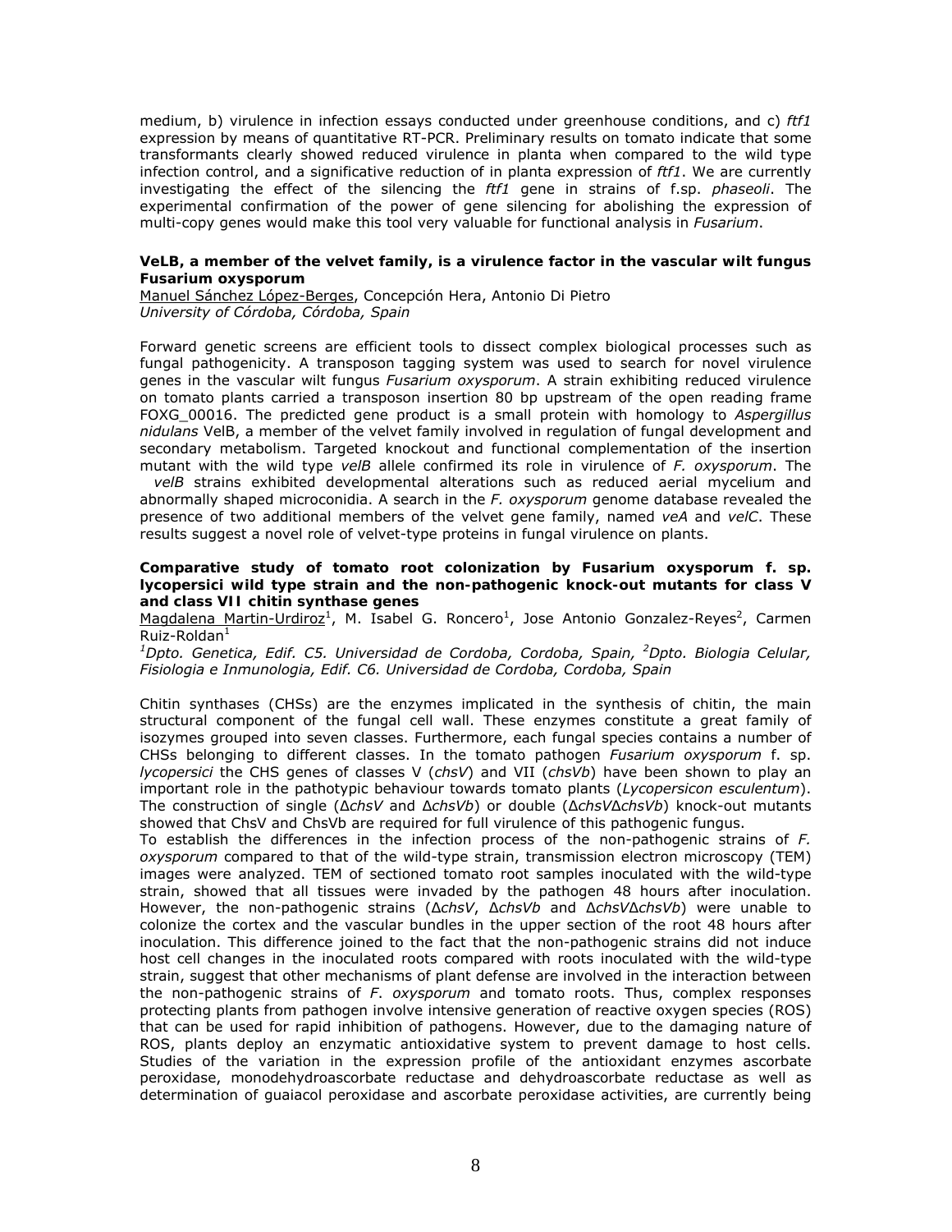medium, b) virulence in infection essays conducted under greenhouse conditions, and c) *ftf1* expression by means of quantitative RT-PCR. Preliminary results on tomato indicate that some transformants clearly showed reduced virulence in planta when compared to the wild type infection control, and a significative reduction of in planta expression of *ftf1*. We are currently investigating the effect of the silencing the *ftf1* gene in strains of f.sp. *phaseoli*. The experimental confirmation of the power of gene silencing for abolishing the expression of multi-copy genes would make this tool very valuable for functional analysis in *Fusarium*.

### VeLB, a member of the velvet family, is a virulence factor in the vascular wilt fungus Fusarium oxysporum

Manuel Sánchez López-Berges, Concepción Hera, Antonio Di Pietro
*University of Córdoba, Córdoba, Spain*

Forward genetic screens are efficient tools to dissect complex biological processes such as fungal pathogenicity. A transposon tagging system was used to search for novel virulence genes in the vascular wilt fungus *Fusarium oxysporum*. A strain exhibiting reduced virulence on tomato plants carried a transposon insertion 80 bp upstream of the open reading frame FOXG_00016. The predicted gene product is a small protein with homology to *Aspergillus nidulans* VelB, a member of the velvet family involved in regulation of fungal development and secondary metabolism. Targeted knockout and functional complementation of the insertion mutant with the wild type *velB* allele confirmed its role in virulence of *F. oxysporum*. The *velB* strains exhibited developmental alterations such as reduced aerial mycelium and abnormally shaped microconidia. A search in the *F. oxysporum* genome database revealed the presence of two additional members of the velvet gene family, named *veA* and *velC*. These results suggest a novel role of velvet-type proteins in fungal virulence on plants.

### Comparative study of tomato root colonization by Fusarium oxysporum f. sp. lycopersici wild type strain and the non-pathogenic knock-out mutants for class V and class VII chitin synthase genes

Magdalena Martin-Urdiroz[1], M. Isabel G. Roncero[1], Jose Antonio Gonzalez-Reyes[2], Carmen Ruiz-Roldan[1]

*[1]Dpto. Genetica, Edif. C5. Universidad de Cordoba, Cordoba, Spain, [2]Dpto. Biologia Celular, Fisiologia e Inmunologia, Edif. C6. Universidad de Cordoba, Cordoba, Spain*

Chitin synthases (CHSs) are the enzymes implicated in the synthesis of chitin, the main structural component of the fungal cell wall. These enzymes constitute a great family of isozymes grouped into seven classes. Furthermore, each fungal species contains a number of CHSs belonging to different classes. In the tomato pathogen *Fusarium oxysporum* f. sp. *lycopersici* the CHS genes of classes V (*chsV*) and VII (*chsVb*) have been shown to play an important role in the pathotypic behaviour towards tomato plants (*Lycopersicon esculentum*). The construction of single (Δ*chsV* and Δ*chsVb*) or double (Δ*chsV*Δ*chsVb*) knock-out mutants showed that ChsV and ChsVb are required for full virulence of this pathogenic fungus.

To establish the differences in the infection process of the non-pathogenic strains of *F. oxysporum* compared to that of the wild-type strain, transmission electron microscopy (TEM) images were analyzed. TEM of sectioned tomato root samples inoculated with the wild-type strain, showed that all tissues were invaded by the pathogen 48 hours after inoculation. However, the non-pathogenic strains (Δ*chsV*, Δ*chsVb* and Δ*chsV*Δ*chsVb*) were unable to colonize the cortex and the vascular bundles in the upper section of the root 48 hours after inoculation. This difference joined to the fact that the non-pathogenic strains did not induce host cell changes in the inoculated roots compared with roots inoculated with the wild-type strain, suggest that other mechanisms of plant defense are involved in the interaction between the non-pathogenic strains of *F. oxysporum* and tomato roots. Thus, complex responses protecting plants from pathogen involve intensive generation of reactive oxygen species (ROS) that can be used for rapid inhibition of pathogens. However, due to the damaging nature of ROS, plants deploy an enzymatic antioxidative system to prevent damage to host cells. Studies of the variation in the expression profile of the antioxidant enzymes ascorbate peroxidase, monodehydroascorbate reductase and dehydroascorbate reductase as well as determination of guaiacol peroxidase and ascorbate peroxidase activities, are currently being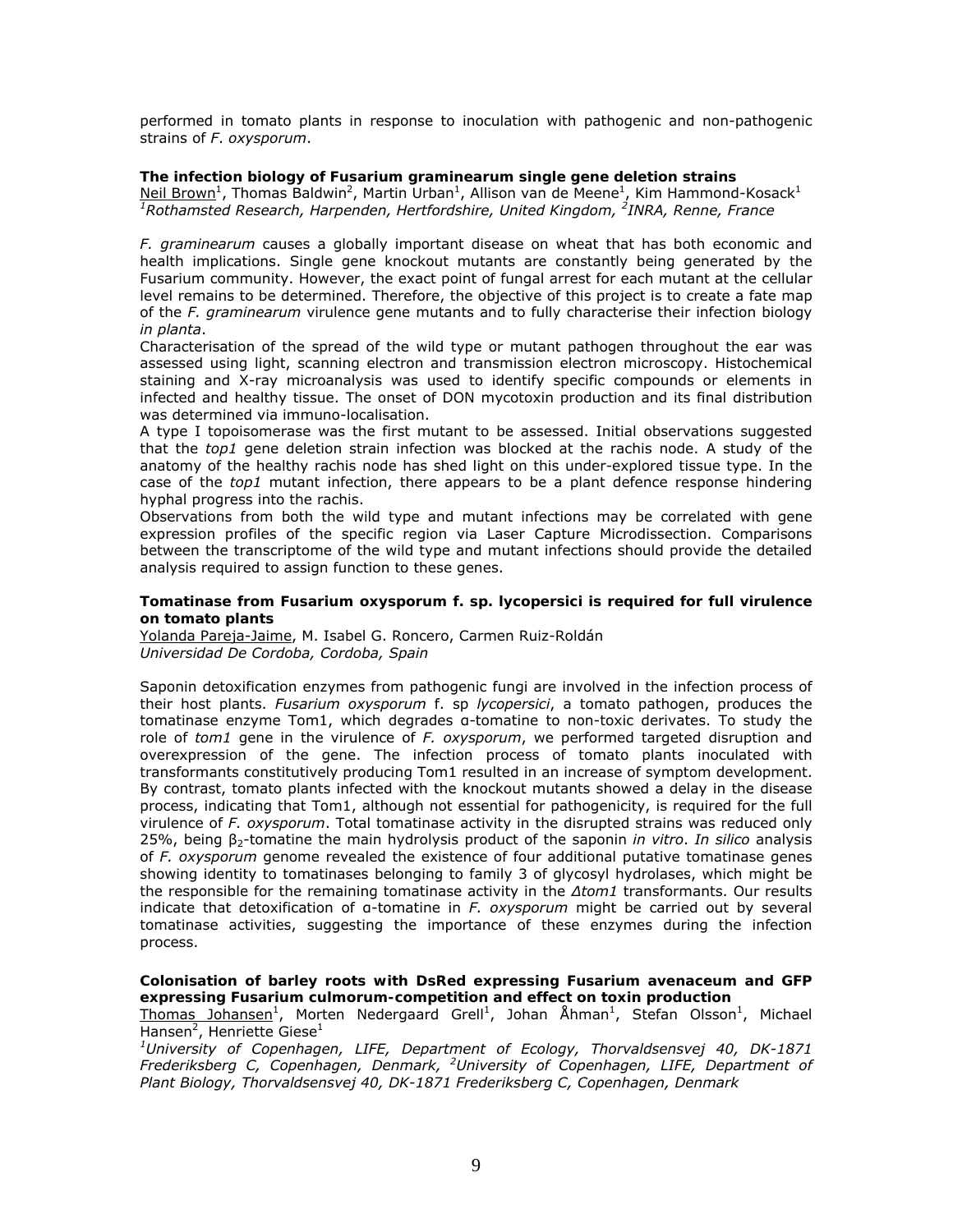performed in tomato plants in response to inoculation with pathogenic and non-pathogenic strains of *F. oxysporum*.

**The infection biology of Fusarium graminearum single gene deletion strains**

Neil Brown[1], Thomas Baldwin[2], Martin Urban[1], Allison van de Meene[1], Kim Hammond-Kosack[1]

*[1]Rothamsted Research, Harpenden, Hertfordshire, United Kingdom, [2]INRA, Renne, France*

*F. graminearum* causes a globally important disease on wheat that has both economic and health implications. Single gene knockout mutants are constantly being generated by the Fusarium community. However, the exact point of fungal arrest for each mutant at the cellular level remains to be determined. Therefore, the objective of this project is to create a fate map of the *F. graminearum* virulence gene mutants and to fully characterise their infection biology *in planta*.

Characterisation of the spread of the wild type or mutant pathogen throughout the ear was assessed using light, scanning electron and transmission electron microscopy. Histochemical staining and X-ray microanalysis was used to identify specific compounds or elements in infected and healthy tissue. The onset of DON mycotoxin production and its final distribution was determined via immuno-localisation.

A type I topoisomerase was the first mutant to be assessed. Initial observations suggested that the *top1* gene deletion strain infection was blocked at the rachis node. A study of the anatomy of the healthy rachis node has shed light on this under-explored tissue type. In the case of the *top1* mutant infection, there appears to be a plant defence response hindering hyphal progress into the rachis.

Observations from both the wild type and mutant infections may be correlated with gene expression profiles of the specific region via Laser Capture Microdissection. Comparisons between the transcriptome of the wild type and mutant infections should provide the detailed analysis required to assign function to these genes.

**Tomatinase from Fusarium oxysporum f. sp. lycopersici is required for full virulence on tomato plants**

Yolanda Pareja-Jaime, M. Isabel G. Roncero, Carmen Ruiz-Roldán

*Universidad De Cordoba, Cordoba, Spain*

Saponin detoxification enzymes from pathogenic fungi are involved in the infection process of their host plants. *Fusarium oxysporum* f. sp *lycopersici*, a tomato pathogen, produces the tomatinase enzyme Tom1, which degrades α-tomatine to non-toxic derivates. To study the role of *tom1* gene in the virulence of *F. oxysporum*, we performed targeted disruption and overexpression of the gene. The infection process of tomato plants inoculated with transformants constitutively producing Tom1 resulted in an increase of symptom development. By contrast, tomato plants infected with the knockout mutants showed a delay in the disease process, indicating that Tom1, although not essential for pathogenicity, is required for the full virulence of *F. oxysporum*. Total tomatinase activity in the disrupted strains was reduced only 25%, being $\beta_2$-tomatine the main hydrolysis product of the saponin *in vitro*. *In silico* analysis of *F. oxysporum* genome revealed the existence of four additional putative tomatinase genes showing identity to tomatinases belonging to family 3 of glycosyl hydrolases, which might be the responsible for the remaining tomatinase activity in the *Δtom1* transformants. Our results indicate that detoxification of α-tomatine in *F. oxysporum* might be carried out by several tomatinase activities, suggesting the importance of these enzymes during the infection process.

**Colonisation of barley roots with DsRed expressing Fusarium avenaceum and GFP expressing Fusarium culmorum-competition and effect on toxin production**

Thomas Johansen[1], Morten Nedergaard Grell[1], Johan Åhman[1], Stefan Olsson[1], Michael Hansen[2], Henriette Giese[1]

*[1]University of Copenhagen, LIFE, Department of Ecology, Thorvaldsensvej 40, DK-1871 Frederiksberg C, Copenhagen, Denmark, [2]University of Copenhagen, LIFE, Department of Plant Biology, Thorvaldsensvej 40, DK-1871 Frederiksberg C, Copenhagen, Denmark*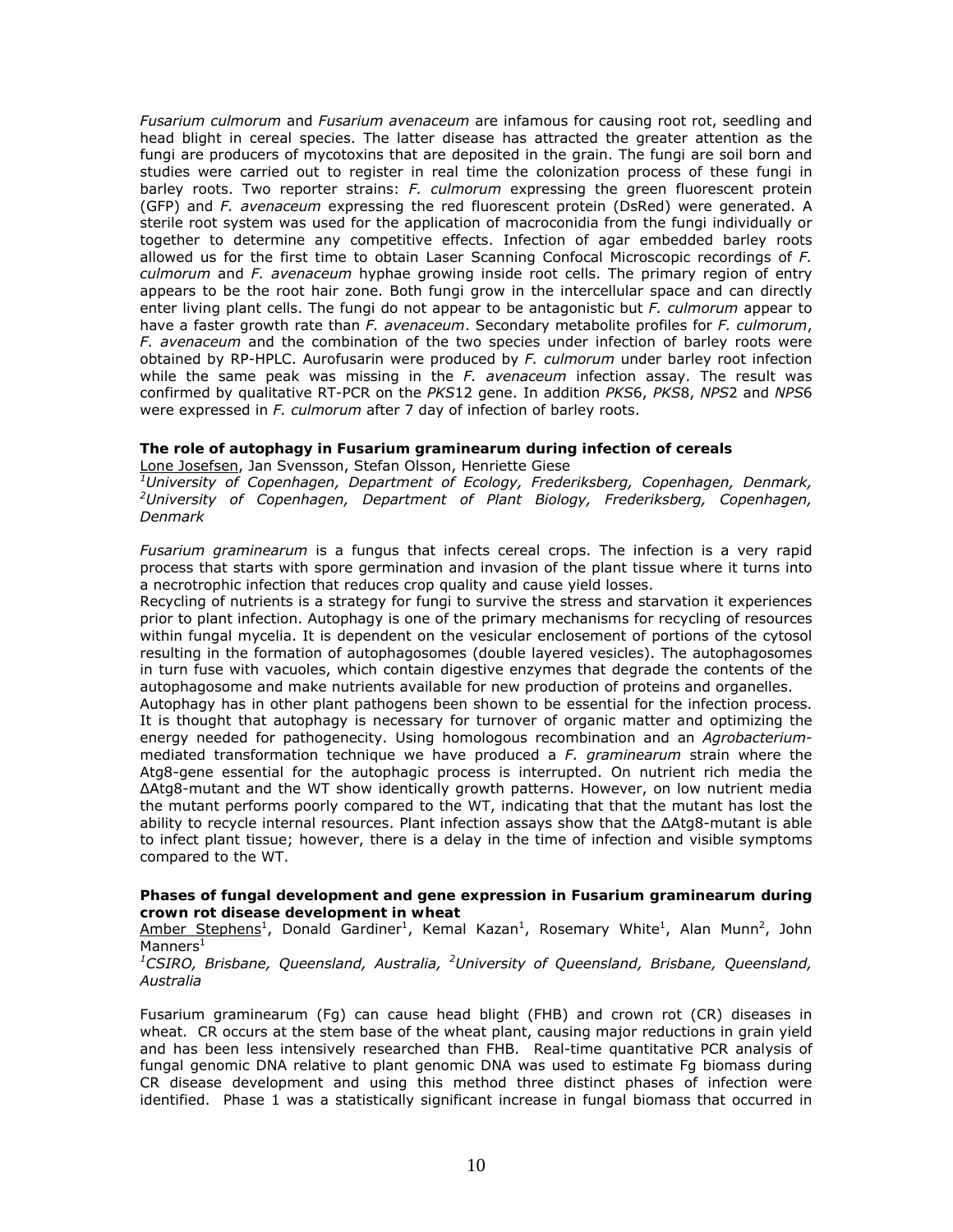*Fusarium culmorum* and *Fusarium avenaceum* are infamous for causing root rot, seedling and head blight in cereal species. The latter disease has attracted the greater attention as the fungi are producers of mycotoxins that are deposited in the grain. The fungi are soil born and studies were carried out to register in real time the colonization process of these fungi in barley roots. Two reporter strains: *F. culmorum* expressing the green fluorescent protein (GFP) and *F. avenaceum* expressing the red fluorescent protein (DsRed) were generated. A sterile root system was used for the application of macroconidia from the fungi individually or together to determine any competitive effects. Infection of agar embedded barley roots allowed us for the first time to obtain Laser Scanning Confocal Microscopic recordings of *F. culmorum* and *F. avenaceum* hyphae growing inside root cells. The primary region of entry appears to be the root hair zone. Both fungi grow in the intercellular space and can directly enter living plant cells. The fungi do not appear to be antagonistic but *F. culmorum* appear to have a faster growth rate than *F. avenaceum*. Secondary metabolite profiles for *F. culmorum*, *F. avenaceum* and the combination of the two species under infection of barley roots were obtained by RP-HPLC. Aurofusarin were produced by *F. culmorum* under barley root infection while the same peak was missing in the *F. avenaceum* infection assay. The result was confirmed by qualitative RT-PCR on the *PKS*12 gene. In addition *PKS*6, *PKS*8, *NPS*2 and *NPS*6 were expressed in *F. culmorum* after 7 day of infection of barley roots.

### The role of autophagy in Fusarium graminearum during infection of cereals

Lone Josefsen, Jan Svensson, Stefan Olsson, Henriette Giese

[1]*University of Copenhagen, Department of Ecology, Frederiksberg, Copenhagen, Denmark,* [2]*University of Copenhagen, Department of Plant Biology, Frederiksberg, Copenhagen, Denmark*

*Fusarium graminearum* is a fungus that infects cereal crops. The infection is a very rapid process that starts with spore germination and invasion of the plant tissue where it turns into a necrotrophic infection that reduces crop quality and cause yield losses.

Recycling of nutrients is a strategy for fungi to survive the stress and starvation it experiences prior to plant infection. Autophagy is one of the primary mechanisms for recycling of resources within fungal mycelia. It is dependent on the vesicular enclosement of portions of the cytosol resulting in the formation of autophagosomes (double layered vesicles). The autophagosomes in turn fuse with vacuoles, which contain digestive enzymes that degrade the contents of the autophagosome and make nutrients available for new production of proteins and organelles.

Autophagy has in other plant pathogens been shown to be essential for the infection process. It is thought that autophagy is necessary for turnover of organic matter and optimizing the energy needed for pathogenecity. Using homologous recombination and an *Agrobacterium*-mediated transformation technique we have produced a *F. graminearum* strain where the Atg8-gene essential for the autophagic process is interrupted. On nutrient rich media the ΔAtg8-mutant and the WT show identically growth patterns. However, on low nutrient media the mutant performs poorly compared to the WT, indicating that that the mutant has lost the ability to recycle internal resources. Plant infection assays show that the ΔAtg8-mutant is able to infect plant tissue; however, there is a delay in the time of infection and visible symptoms compared to the WT.

### Phases of fungal development and gene expression in Fusarium graminearum during crown rot disease development in wheat

Amber Stephens[1], Donald Gardiner[1], Kemal Kazan[1], Rosemary White[1], Alan Munn[2], John Manners[1]

[1]*CSIRO, Brisbane, Queensland, Australia,* [2]*University of Queensland, Brisbane, Queensland, Australia*

Fusarium graminearum (Fg) can cause head blight (FHB) and crown rot (CR) diseases in wheat. CR occurs at the stem base of the wheat plant, causing major reductions in grain yield and has been less intensively researched than FHB. Real-time quantitative PCR analysis of fungal genomic DNA relative to plant genomic DNA was used to estimate Fg biomass during CR disease development and using this method three distinct phases of infection were identified. Phase 1 was a statistically significant increase in fungal biomass that occurred in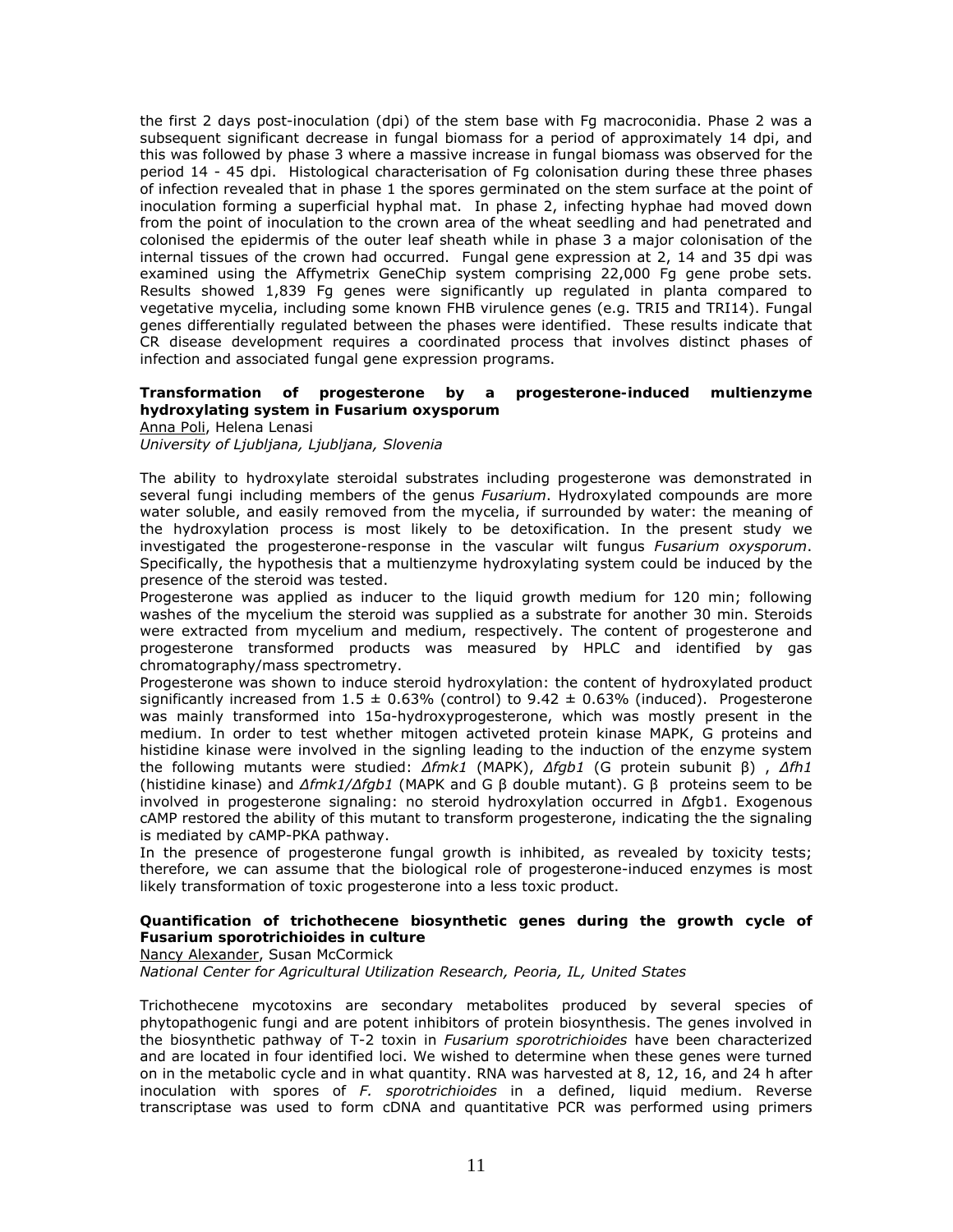the first 2 days post-inoculation (dpi) of the stem base with Fg macroconidia. Phase 2 was a subsequent significant decrease in fungal biomass for a period of approximately 14 dpi, and this was followed by phase 3 where a massive increase in fungal biomass was observed for the period 14 - 45 dpi. Histological characterisation of Fg colonisation during these three phases of infection revealed that in phase 1 the spores germinated on the stem surface at the point of inoculation forming a superficial hyphal mat. In phase 2, infecting hyphae had moved down from the point of inoculation to the crown area of the wheat seedling and had penetrated and colonised the epidermis of the outer leaf sheath while in phase 3 a major colonisation of the internal tissues of the crown had occurred. Fungal gene expression at 2, 14 and 35 dpi was examined using the Affymetrix GeneChip system comprising 22,000 Fg gene probe sets. Results showed 1,839 Fg genes were significantly up regulated in planta compared to vegetative mycelia, including some known FHB virulence genes (e.g. TRI5 and TRI14). Fungal genes differentially regulated between the phases were identified. These results indicate that CR disease development requires a coordinated process that involves distinct phases of infection and associated fungal gene expression programs.

### Transformation of progesterone by a progesterone-induced multienzyme hydroxylating system in Fusarium oxysporum

Anna Poli, Helena Lenasi

*University of Ljubljana, Ljubljana, Slovenia*

The ability to hydroxylate steroidal substrates including progesterone was demonstrated in several fungi including members of the genus *Fusarium*. Hydroxylated compounds are more water soluble, and easily removed from the mycelia, if surrounded by water: the meaning of the hydroxylation process is most likely to be detoxification. In the present study we investigated the progesterone-response in the vascular wilt fungus *Fusarium oxysporum*. Specifically, the hypothesis that a multienzyme hydroxylating system could be induced by the presence of the steroid was tested.

Progesterone was applied as inducer to the liquid growth medium for 120 min; following washes of the mycelium the steroid was supplied as a substrate for another 30 min. Steroids were extracted from mycelium and medium, respectively. The content of progesterone and progesterone transformed products was measured by HPLC and identified by gas chromatography/mass spectrometry.

Progesterone was shown to induce steroid hydroxylation: the content of hydroxylated product significantly increased from $1.5 \pm 0.63\%$ (control) to $9.42 \pm 0.63\%$ (induced). Progesterone was mainly transformed into 15α-hydroxyprogesterone, which was mostly present in the medium. In order to test whether mitogen activeted protein kinase MAPK, G proteins and histidine kinase were involved in the signling leading to the induction of the enzyme system the following mutants were studied: *Δfmk1* (MAPK), *Δfgb1* (G protein subunit β), *Δfh1* (histidine kinase) and *Δfmk1/Δfgb1* (MAPK and G β double mutant). G β proteins seem to be involved in progesterone signaling: no steroid hydroxylation occurred in Δfgb1. Exogenous cAMP restored the ability of this mutant to transform progesterone, indicating the the signaling is mediated by cAMP-PKA pathway.

In the presence of progesterone fungal growth is inhibited, as revealed by toxicity tests; therefore, we can assume that the biological role of progesterone-induced enzymes is most likely transformation of toxic progesterone into a less toxic product.

### Quantification of trichothecene biosynthetic genes during the growth cycle of Fusarium sporotrichioides in culture

Nancy Alexander, Susan McCormick

*National Center for Agricultural Utilization Research, Peoria, IL, United States*

Trichothecene mycotoxins are secondary metabolites produced by several species of phytopathogenic fungi and are potent inhibitors of protein biosynthesis. The genes involved in the biosynthetic pathway of T-2 toxin in *Fusarium sporotrichioides* have been characterized and are located in four identified loci. We wished to determine when these genes were turned on in the metabolic cycle and in what quantity. RNA was harvested at 8, 12, 16, and 24 h after inoculation with spores of *F. sporotrichioides* in a defined, liquid medium. Reverse transcriptase was used to form cDNA and quantitative PCR was performed using primers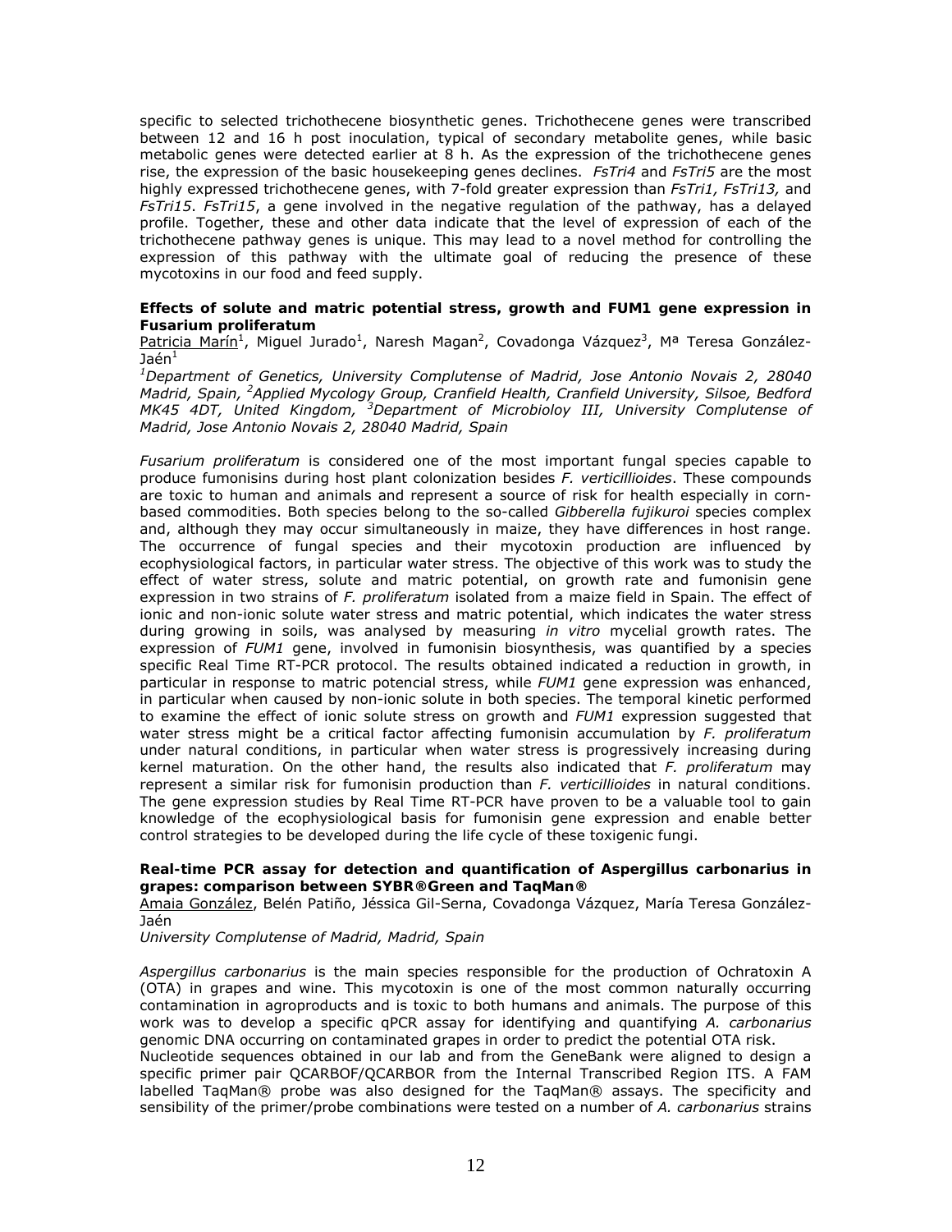specific to selected trichothecene biosynthetic genes. Trichothecene genes were transcribed between 12 and 16 h post inoculation, typical of secondary metabolite genes, while basic metabolic genes were detected earlier at 8 h. As the expression of the trichothecene genes rise, the expression of the basic housekeeping genes declines. *FsTri4* and *FsTri5* are the most highly expressed trichothecene genes, with 7-fold greater expression than *FsTri1, FsTri13,* and *FsTri15*. *FsTri15*, a gene involved in the negative regulation of the pathway, has a delayed profile. Together, these and other data indicate that the level of expression of each of the trichothecene pathway genes is unique. This may lead to a novel method for controlling the expression of this pathway with the ultimate goal of reducing the presence of these mycotoxins in our food and feed supply.

**Effects of solute and matric potential stress, growth and FUM1 gene expression in Fusarium proliferatum**

Patricia Marín[1], Miguel Jurado[1], Naresh Magan[2], Covadonga Vázquez[3], Mª Teresa González-Jaén[1]

*[1]Department of Genetics, University Complutense of Madrid, Jose Antonio Novais 2, 28040 Madrid, Spain, [2]Applied Mycology Group, Cranfield Health, Cranfield University, Silsoe, Bedford MK45 4DT, United Kingdom, [3]Department of Microbioloy III, University Complutense of Madrid, Jose Antonio Novais 2, 28040 Madrid, Spain*

*Fusarium proliferatum* is considered one of the most important fungal species capable to produce fumonisins during host plant colonization besides *F. verticillioides*. These compounds are toxic to human and animals and represent a source of risk for health especially in corn-based commodities. Both species belong to the so-called *Gibberella fujikuroi* species complex and, although they may occur simultaneously in maize, they have differences in host range. The occurrence of fungal species and their mycotoxin production are influenced by ecophysiological factors, in particular water stress. The objective of this work was to study the effect of water stress, solute and matric potential, on growth rate and fumonisin gene expression in two strains of *F. proliferatum* isolated from a maize field in Spain. The effect of ionic and non-ionic solute water stress and matric potential, which indicates the water stress during growing in soils, was analysed by measuring *in vitro* mycelial growth rates. The expression of *FUM1* gene, involved in fumonisin biosynthesis, was quantified by a species specific Real Time RT-PCR protocol. The results obtained indicated a reduction in growth, in particular in response to matric potencial stress, while *FUM1* gene expression was enhanced, in particular when caused by non-ionic solute in both species. The temporal kinetic performed to examine the effect of ionic solute stress on growth and *FUM1* expression suggested that water stress might be a critical factor affecting fumonisin accumulation by *F. proliferatum* under natural conditions, in particular when water stress is progressively increasing during kernel maturation. On the other hand, the results also indicated that *F. proliferatum* may represent a similar risk for fumonisin production than *F. verticillioides* in natural conditions. The gene expression studies by Real Time RT-PCR have proven to be a valuable tool to gain knowledge of the ecophysiological basis for fumonisin gene expression and enable better control strategies to be developed during the life cycle of these toxigenic fungi.

**Real-time PCR assay for detection and quantification of Aspergillus carbonarius in grapes: comparison between SYBR®Green and TaqMan®**

Amaia González, Belén Patiño, Jéssica Gil-Serna, Covadonga Vázquez, María Teresa González-Jaén

*University Complutense of Madrid, Madrid, Spain*

*Aspergillus carbonarius* is the main species responsible for the production of Ochratoxin A (OTA) in grapes and wine. This mycotoxin is one of the most common naturally occurring contamination in agroproducts and is toxic to both humans and animals. The purpose of this work was to develop a specific qPCR assay for identifying and quantifying *A. carbonarius* genomic DNA occurring on contaminated grapes in order to predict the potential OTA risk.
Nucleotide sequences obtained in our lab and from the GeneBank were aligned to design a specific primer pair QCARBOF/QCARBOR from the Internal Transcribed Region ITS. A FAM labelled TaqMan® probe was also designed for the TaqMan® assays. The specificity and sensibility of the primer/probe combinations were tested on a number of *A. carbonarius* strains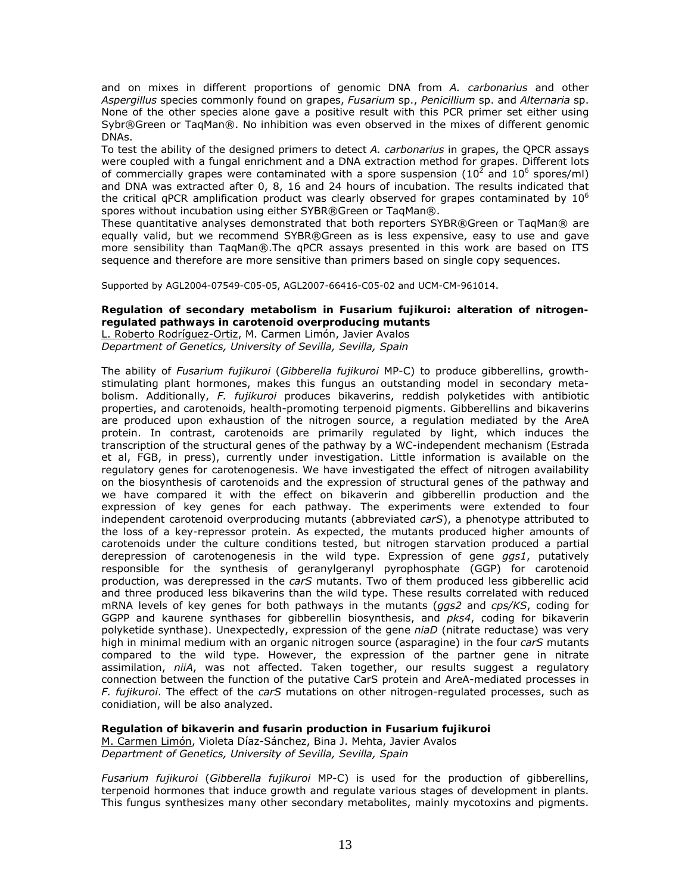and on mixes in different proportions of genomic DNA from *A. carbonarius* and other *Aspergillus* species commonly found on grapes, *Fusarium* sp., *Penicillium* sp. and *Alternaria* sp. None of the other species alone gave a positive result with this PCR primer set either using Sybr®Green or TaqMan®. No inhibition was even observed in the mixes of different genomic DNAs.

To test the ability of the designed primers to detect *A. carbonarius* in grapes, the QPCR assays were coupled with a fungal enrichment and a DNA extraction method for grapes. Different lots of commercially grapes were contaminated with a spore suspension ($10^2$ and $10^6$ spores/ml) and DNA was extracted after 0, 8, 16 and 24 hours of incubation. The results indicated that the critical qPCR amplification product was clearly observed for grapes contaminated by $10^6$ spores without incubation using either SYBR®Green or TaqMan®.

These quantitative analyses demonstrated that both reporters SYBR®Green or TaqMan® are equally valid, but we recommend SYBR®Green as is less expensive, easy to use and gave more sensibility than TaqMan®.The qPCR assays presented in this work are based on ITS sequence and therefore are more sensitive than primers based on single copy sequences.

Supported by AGL2004-07549-C05-05, AGL2007-66416-C05-02 and UCM-CM-961014.

**Regulation of secondary metabolism in Fusarium fujikuroi: alteration of nitrogen-regulated pathways in carotenoid overproducing mutants**
L. Roberto Rodríguez-Ortiz, M. Carmen Limón, Javier Avalos
*Department of Genetics, University of Sevilla, Sevilla, Spain*

The ability of *Fusarium fujikuroi* (*Gibberella fujikuroi* MP-C) to produce gibberellins, growth-stimulating plant hormones, makes this fungus an outstanding model in secondary metabolism. Additionally, *F. fujikuroi* produces bikaverins, reddish polyketides with antibiotic properties, and carotenoids, health-promoting terpenoid pigments. Gibberellins and bikaverins are produced upon exhaustion of the nitrogen source, a regulation mediated by the AreA protein. In contrast, carotenoids are primarily regulated by light, which induces the transcription of the structural genes of the pathway by a WC-independent mechanism (Estrada et al, FGB, in press), currently under investigation. Little information is available on the regulatory genes for carotenogenesis. We have investigated the effect of nitrogen availability on the biosynthesis of carotenoids and the expression of structural genes of the pathway and we have compared it with the effect on bikaverin and gibberellin production and the expression of key genes for each pathway. The experiments were extended to four independent carotenoid overproducing mutants (abbreviated *carS*), a phenotype attributed to the loss of a key-repressor protein. As expected, the mutants produced higher amounts of carotenoids under the culture conditions tested, but nitrogen starvation produced a partial derepression of carotenogenesis in the wild type. Expression of gene *ggs1*, putatively responsible for the synthesis of geranylgeranyl pyrophosphate (GGP) for carotenoid production, was derepressed in the *carS* mutants. Two of them produced less gibberellic acid and three produced less bikaverins than the wild type. These results correlated with reduced mRNA levels of key genes for both pathways in the mutants (*ggs2* and *cps/KS*, coding for GGPP and kaurene synthases for gibberellin biosynthesis, and *pks4*, coding for bikaverin polyketide synthase). Unexpectedly, expression of the gene *niaD* (nitrate reductase) was very high in minimal medium with an organic nitrogen source (asparagine) in the four *carS* mutants compared to the wild type. However, the expression of the partner gene in nitrate assimilation, *niiA*, was not affected. Taken together, our results suggest a regulatory connection between the function of the putative CarS protein and AreA-mediated processes in *F. fujikuroi*. The effect of the *carS* mutations on other nitrogen-regulated processes, such as conidiation, will be also analyzed.

**Regulation of bikaverin and fusarin production in Fusarium fujikuroi**
M. Carmen Limón, Violeta Díaz-Sánchez, Bina J. Mehta, Javier Avalos
*Department of Genetics, University of Sevilla, Sevilla, Spain*

*Fusarium fujikuroi* (*Gibberella fujikuroi* MP-C) is used for the production of gibberellins, terpenoid hormones that induce growth and regulate various stages of development in plants. This fungus synthesizes many other secondary metabolites, mainly mycotoxins and pigments.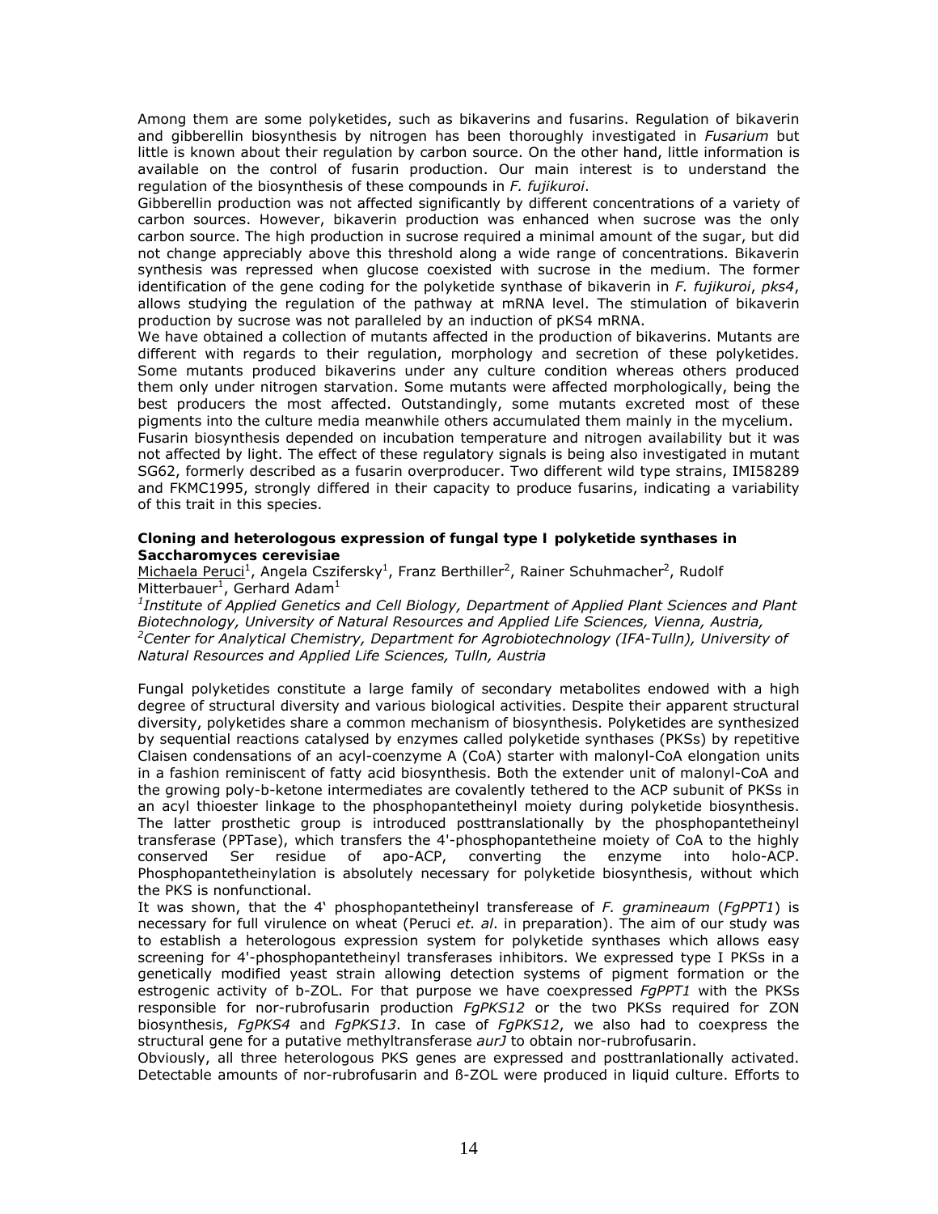Among them are some polyketides, such as bikaverins and fusarins. Regulation of bikaverin and gibberellin biosynthesis by nitrogen has been thoroughly investigated in *Fusarium* but little is known about their regulation by carbon source. On the other hand, little information is available on the control of fusarin production. Our main interest is to understand the regulation of the biosynthesis of these compounds in *F. fujikuroi*.

Gibberellin production was not affected significantly by different concentrations of a variety of carbon sources. However, bikaverin production was enhanced when sucrose was the only carbon source. The high production in sucrose required a minimal amount of the sugar, but did not change appreciably above this threshold along a wide range of concentrations. Bikaverin synthesis was repressed when glucose coexisted with sucrose in the medium. The former identification of the gene coding for the polyketide synthase of bikaverin in *F. fujikuroi*, *pks4*, allows studying the regulation of the pathway at mRNA level. The stimulation of bikaverin production by sucrose was not paralleled by an induction of pKS4 mRNA.

We have obtained a collection of mutants affected in the production of bikaverins. Mutants are different with regards to their regulation, morphology and secretion of these polyketides. Some mutants produced bikaverins under any culture condition whereas others produced them only under nitrogen starvation. Some mutants were affected morphologically, being the best producers the most affected. Outstandingly, some mutants excreted most of these pigments into the culture media meanwhile others accumulated them mainly in the mycelium.

Fusarin biosynthesis depended on incubation temperature and nitrogen availability but it was not affected by light. The effect of these regulatory signals is being also investigated in mutant SG62, formerly described as a fusarin overproducer. Two different wild type strains, IMI58289 and FKMC1995, strongly differed in their capacity to produce fusarins, indicating a variability of this trait in this species.

### Cloning and heterologous expression of fungal type I polyketide synthases in Saccharomyces cerevisiae

Michaela Peruci[1], Angela Cszifersky[1], Franz Berthiller[2], Rainer Schuhmacher[2], Rudolf Mitterbauer[1], Gerhard Adam[1]

*[1]Institute of Applied Genetics and Cell Biology, Department of Applied Plant Sciences and Plant Biotechnology, University of Natural Resources and Applied Life Sciences, Vienna, Austria,*
*[2]Center for Analytical Chemistry, Department for Agrobiotechnology (IFA-Tulln), University of Natural Resources and Applied Life Sciences, Tulln, Austria*

Fungal polyketides constitute a large family of secondary metabolites endowed with a high degree of structural diversity and various biological activities. Despite their apparent structural diversity, polyketides share a common mechanism of biosynthesis. Polyketides are synthesized by sequential reactions catalysed by enzymes called polyketide synthases (PKSs) by repetitive Claisen condensations of an acyl-coenzyme A (CoA) starter with malonyl-CoA elongation units in a fashion reminiscent of fatty acid biosynthesis. Both the extender unit of malonyl-CoA and the growing poly-b-ketone intermediates are covalently tethered to the ACP subunit of PKSs in an acyl thioester linkage to the phosphopantetheinyl moiety during polyketide biosynthesis. The latter prosthetic group is introduced posttranslationally by the phosphopantetheinyl transferase (PPTase), which transfers the 4'-phosphopantetheine moiety of CoA to the highly conserved Ser residue of apo-ACP, converting the enzyme into holo-ACP. Phosphopantetheinylation is absolutely necessary for polyketide biosynthesis, without which the PKS is nonfunctional.

It was shown, that the 4‘ phosphopantetheinyl transferease of *F. gramineaum* (*FgPPT1*) is necessary for full virulence on wheat (Peruci *et. al*. in preparation). The aim of our study was to establish a heterologous expression system for polyketide synthases which allows easy screening for 4'-phosphopantetheinyl transferases inhibitors. We expressed type I PKSs in a genetically modified yeast strain allowing detection systems of pigment formation or the estrogenic activity of b-ZOL. For that purpose we have coexpressed *FgPPT1* with the PKSs responsible for nor-rubrofusarin production *FgPKS12* or the two PKSs required for ZON biosynthesis, *FgPKS4* and *FgPKS13*. In case of *FgPKS12*, we also had to coexpress the structural gene for a putative methyltransferase *aurJ* to obtain nor-rubrofusarin.

Obviously, all three heterologous PKS genes are expressed and posttranlationally activated. Detectable amounts of nor-rubrofusarin and ß-ZOL were produced in liquid culture. Efforts to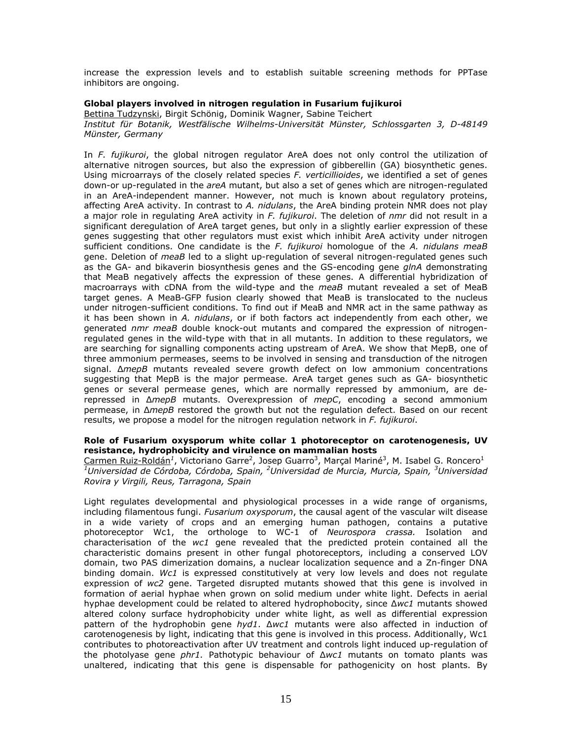increase the expression levels and to establish suitable screening methods for PPTase inhibitors are ongoing.

### Global players involved in nitrogen regulation in Fusarium fujikuroi

Bettina Tudzynski, Birgit Schönig, Dominik Wagner, Sabine Teichert
*Institut für Botanik, Westfälische Wilhelms-Universität Münster, Schlossgarten 3, D-48149 Münster, Germany*

In *F. fujikuroi*, the global nitrogen regulator AreA does not only control the utilization of alternative nitrogen sources, but also the expression of gibberellin (GA) biosynthetic genes. Using microarrays of the closely related species *F. verticillioides*, we identified a set of genes down-or up-regulated in the *areA* mutant, but also a set of genes which are nitrogen-regulated in an AreA-independent manner. However, not much is known about regulatory proteins, affecting AreA activity. In contrast to *A. nidulans*, the AreA binding protein NMR does not play a major role in regulating AreA activity in *F. fujikuroi*. The deletion of *nmr* did not result in a significant deregulation of AreA target genes, but only in a slightly earlier expression of these genes suggesting that other regulators must exist which inhibit AreA activity under nitrogen sufficient conditions. One candidate is the *F. fujikuroi* homologue of the *A. nidulans meaB* gene. Deletion of *meaB* led to a slight up-regulation of several nitrogen-regulated genes such as the GA- and bikaverin biosynthesis genes and the GS-encoding gene *glnA* demonstrating that MeaB negatively affects the expression of these genes. A differential hybridization of macroarrays with cDNA from the wild-type and the *meaB* mutant revealed a set of MeaB target genes. A MeaB-GFP fusion clearly showed that MeaB is translocated to the nucleus under nitrogen-sufficient conditions. To find out if MeaB and NMR act in the same pathway as it has been shown in *A. nidulans*, or if both factors act independently from each other, we generated *nmr meaB* double knock-out mutants and compared the expression of nitrogen-regulated genes in the wild-type with that in all mutants. In addition to these regulators, we are searching for signalling components acting upstream of AreA. We show that MepB, one of three ammonium permeases, seems to be involved in sensing and transduction of the nitrogen signal. Δ*mepB* mutants revealed severe growth defect on low ammonium concentrations suggesting that MepB is the major permease. AreA target genes such as GA- biosynthetic genes or several permease genes, which are normally repressed by ammonium, are de-repressed in Δ*mepB* mutants. Overexpression of *mepC*, encoding a second ammonium permease, in Δ*mepB* restored the growth but not the regulation defect. Based on our recent results, we propose a model for the nitrogen regulation network in *F. fujikuroi*.

### Role of Fusarium oxysporum white collar 1 photoreceptor on carotenogenesis, UV resistance, hydrophobicity and virulence on mammalian hosts

Carmen Ruiz-Roldán[1], Victoriano Garre[2], Josep Guarro[3], Marçal Mariné[3], M. Isabel G. Roncero[1]
[1]*Universidad de Córdoba, Córdoba, Spain,* [2]*Universidad de Murcia, Murcia, Spain,* [3]*Universidad Rovira y Virgili, Reus, Tarragona, Spain*

Light regulates developmental and physiological processes in a wide range of organisms, including filamentous fungi. *Fusarium oxysporum*, the causal agent of the vascular wilt disease in a wide variety of crops and an emerging human pathogen, contains a putative photoreceptor Wc1, the orthologe to WC-1 of *Neurospora crassa.* Isolation and characterisation of the *wc1* gene revealed that the predicted protein contained all the characteristic domains present in other fungal photoreceptors, including a conserved LOV domain, two PAS dimerization domains, a nuclear localization sequence and a Zn-finger DNA binding domain. *Wc1* is expressed constitutively at very low levels and does not regulate expression of *wc2* gene. Targeted disrupted mutants showed that this gene is involved in formation of aerial hyphae when grown on solid medium under white light. Defects in aerial hyphae development could be related to altered hydrophobocity, since Δ*wc1* mutants showed altered colony surface hydrophobicity under white light, as well as differential expression pattern of the hydrophobin gene *hyd1*. Δ*wc1* mutants were also affected in induction of carotenogenesis by light, indicating that this gene is involved in this process. Additionally, Wc1 contributes to photoreactivation after UV treatment and controls light induced up-regulation of the photolyase gene *phr1.* Pathotypic behaviour of Δ*wc1* mutants on tomato plants was unaltered, indicating that this gene is dispensable for pathogenicity on host plants. By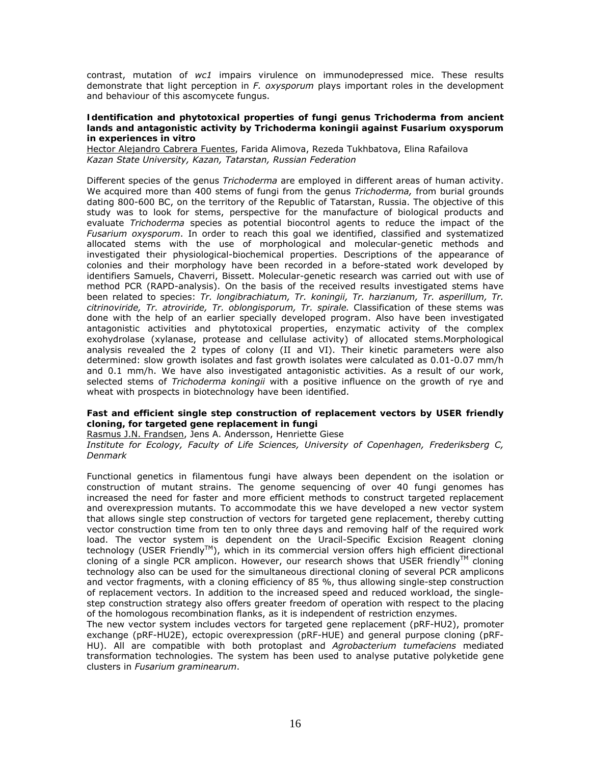contrast, mutation of *wc1* impairs virulence on immunodepressed mice. These results demonstrate that light perception in *F. oxysporum* plays important roles in the development and behaviour of this ascomycete fungus.

**Identification and phytotoxical properties of fungi genus Trichoderma from ancient lands and antagonistic activity by Trichoderma koningii against Fusarium oxysporum in experiences in vitro**

Hector Alejandro Cabrera Fuentes, Farida Alimova, Rezeda Tukhbatova, Elina Rafailova
*Kazan State University, Kazan, Tatarstan, Russian Federation*

Different species of the genus *Trichoderma* are employed in different areas of human activity. We acquired more than 400 stems of fungi from the genus *Trichoderma,* from burial grounds dating 800-600 BC, on the territory of the Republic of Tatarstan, Russia. The objective of this study was to look for stems, perspective for the manufacture of biological products and evaluate *Trichoderma* species as potential biocontrol agents to reduce the impact of the *Fusarium oxysporum*. In order to reach this goal we identified, classified and systematized allocated stems with the use of morphological and molecular-genetic methods and investigated their physiological-biochemical properties. Descriptions of the appearance of colonies and their morphology have been recorded in a before-stated work developed by identifiers Samuels, Chaverri, Bissett. Molecular-genetic research was carried out with use of method PCR (RAPD-analysis). On the basis of the received results investigated stems have been related to species: *Tr. longibrachiatum, Tr. koningii, Tr. harzianum, Tr. asperillum, Tr. citrinoviride, Tr. atroviride, Tr. oblongisporum, Tr. spirale.* Classification of these stems was done with the help of an earlier specially developed program. Also have been investigated antagonistic activities and phytotoxical properties, enzymatic activity of the complex exohydrolase (xylanase, protease and cellulase activity) of allocated stems.Morphological analysis revealed the 2 types of colony (II and VI). Their kinetic parameters were also determined: slow growth isolates and fast growth isolates were calculated as 0.01-0.07 mm/h and 0.1 mm/h. We have also investigated antagonistic activities. As a result of our work, selected stems of *Trichoderma koningii* with a positive influence on the growth of rye and wheat with prospects in biotechnology have been identified.

**Fast and efficient single step construction of replacement vectors by USER friendly cloning, for targeted gene replacement in fungi**

Rasmus J.N. Frandsen, Jens A. Andersson, Henriette Giese
*Institute for Ecology, Faculty of Life Sciences, University of Copenhagen, Frederiksberg C, Denmark*

Functional genetics in filamentous fungi have always been dependent on the isolation or construction of mutant strains. The genome sequencing of over 40 fungi genomes has increased the need for faster and more efficient methods to construct targeted replacement and overexpression mutants. To accommodate this we have developed a new vector system that allows single step construction of vectors for targeted gene replacement, thereby cutting vector construction time from ten to only three days and removing half of the required work load. The vector system is dependent on the Uracil-Specific Excision Reagent cloning technology (USER Friendly™), which in its commercial version offers high efficient directional cloning of a single PCR amplicon. However, our research shows that USER friendly™ cloning technology also can be used for the simultaneous directional cloning of several PCR amplicons and vector fragments, with a cloning efficiency of 85 %, thus allowing single-step construction of replacement vectors. In addition to the increased speed and reduced workload, the single-step construction strategy also offers greater freedom of operation with respect to the placing of the homologous recombination flanks, as it is independent of restriction enzymes.

The new vector system includes vectors for targeted gene replacement (pRF-HU2), promoter exchange (pRF-HU2E), ectopic overexpression (pRF-HUE) and general purpose cloning (pRF-HU). All are compatible with both protoplast and *Agrobacterium tumefaciens* mediated transformation technologies. The system has been used to analyse putative polyketide gene clusters in *Fusarium graminearum*.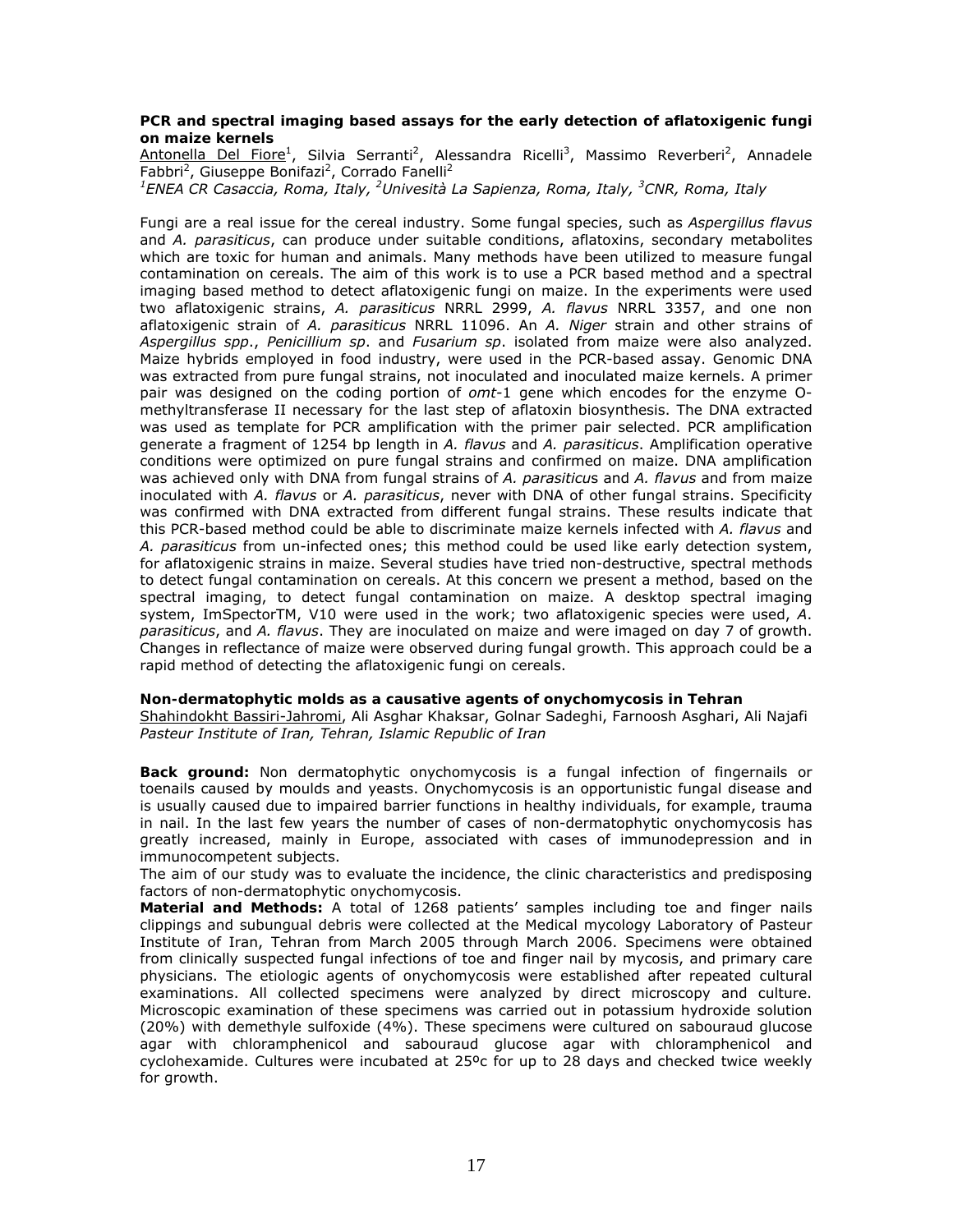### PCR and spectral imaging based assays for the early detection of aflatoxigenic fungi on maize kernels

Antonella Del Fiore[1], Silvia Serranti[2], Alessandra Ricelli[3], Massimo Reverberi[2], Annadele Fabbri[2], Giuseppe Bonifazi[2], Corrado Fanelli[2]

*[1]ENEA CR Casaccia, Roma, Italy, [2]Univesità La Sapienza, Roma, Italy, [3]CNR, Roma, Italy*

Fungi are a real issue for the cereal industry. Some fungal species, such as *Aspergillus flavus* and *A. parasiticus*, can produce under suitable conditions, aflatoxins, secondary metabolites which are toxic for human and animals. Many methods have been utilized to measure fungal contamination on cereals. The aim of this work is to use a PCR based method and a spectral imaging based method to detect aflatoxigenic fungi on maize. In the experiments were used two aflatoxigenic strains, *A. parasiticus* NRRL 2999, *A. flavus* NRRL 3357, and one non aflatoxigenic strain of *A. parasiticus* NRRL 11096. An *A. Niger* strain and other strains of *Aspergillus spp*., *Penicillium sp*. and *Fusarium sp*. isolated from maize were also analyzed. Maize hybrids employed in food industry, were used in the PCR-based assay. Genomic DNA was extracted from pure fungal strains, not inoculated and inoculated maize kernels. A primer pair was designed on the coding portion of *omt*-1 gene which encodes for the enzyme O-methyltransferase II necessary for the last step of aflatoxin biosynthesis. The DNA extracted was used as template for PCR amplification with the primer pair selected. PCR amplification generate a fragment of 1254 bp length in *A. flavus* and *A. parasiticus*. Amplification operative conditions were optimized on pure fungal strains and confirmed on maize. DNA amplification was achieved only with DNA from fungal strains of *A. parasiticus* and *A. flavus* and from maize inoculated with *A. flavus* or *A. parasiticus*, never with DNA of other fungal strains. Specificity was confirmed with DNA extracted from different fungal strains. These results indicate that this PCR-based method could be able to discriminate maize kernels infected with *A. flavus* and *A. parasiticus* from un-infected ones; this method could be used like early detection system, for aflatoxigenic strains in maize. Several studies have tried non-destructive, spectral methods to detect fungal contamination on cereals. At this concern we present a method, based on the spectral imaging, to detect fungal contamination on maize. A desktop spectral imaging system, ImSpectorTM, V10 were used in the work; two aflatoxigenic species were used, *A. parasiticus*, and *A. flavus*. They are inoculated on maize and were imaged on day 7 of growth. Changes in reflectance of maize were observed during fungal growth. This approach could be a rapid method of detecting the aflatoxigenic fungi on cereals.

### Non-dermatophytic molds as a causative agents of onychomycosis in Tehran

Shahindokht Bassiri-Jahromi, Ali Asghar Khaksar, Golnar Sadeghi, Farnoosh Asghari, Ali Najafi

*Pasteur Institute of Iran, Tehran, Islamic Republic of Iran*

**Back ground:** Non dermatophytic onychomycosis is a fungal infection of fingernails or toenails caused by moulds and yeasts. Onychomycosis is an opportunistic fungal disease and is usually caused due to impaired barrier functions in healthy individuals, for example, trauma in nail. In the last few years the number of cases of non-dermatophytic onychomycosis has greatly increased, mainly in Europe, associated with cases of immunodepression and in immunocompetent subjects.

The aim of our study was to evaluate the incidence, the clinic characteristics and predisposing factors of non-dermatophytic onychomycosis.

**Material and Methods:** A total of 1268 patients' samples including toe and finger nails clippings and subungual debris were collected at the Medical mycology Laboratory of Pasteur Institute of Iran, Tehran from March 2005 through March 2006. Specimens were obtained from clinically suspected fungal infections of toe and finger nail by mycosis, and primary care physicians. The etiologic agents of onychomycosis were established after repeated cultural examinations. All collected specimens were analyzed by direct microscopy and culture. Microscopic examination of these specimens was carried out in potassium hydroxide solution (20%) with demethyle sulfoxide (4%). These specimens were cultured on sabouraud glucose agar with chloramphenicol and sabouraud glucose agar with chloramphenicol and cyclohexamide. Cultures were incubated at 25ºc for up to 28 days and checked twice weekly for growth.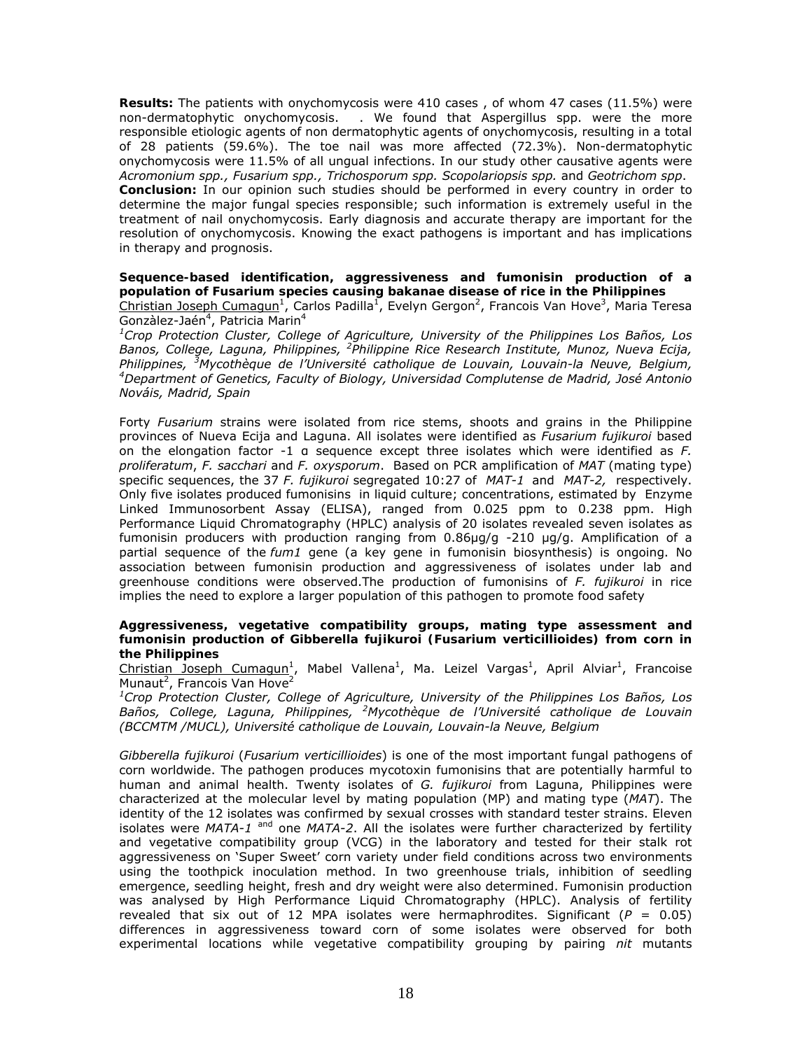**Results:** The patients with onychomycosis were 410 cases , of whom 47 cases (11.5%) were non-dermatophytic onychomycosis. . We found that Aspergillus spp. were the more responsible etiologic agents of non dermatophytic agents of onychomycosis, resulting in a total of 28 patients (59.6%). The toe nail was more affected (72.3%). Non-dermatophytic onychomycosis were 11.5% of all ungual infections. In our study other causative agents were *Acromonium spp., Fusarium spp., Trichosporum spp. Scopolariopsis spp.* and *Geotrichom spp*.

**Conclusion:** In our opinion such studies should be performed in every country in order to determine the major fungal species responsible; such information is extremely useful in the treatment of nail onychomycosis. Early diagnosis and accurate therapy are important for the resolution of onychomycosis. Knowing the exact pathogens is important and has implications in therapy and prognosis.

### Sequence-based identification, aggressiveness and fumonisin production of a population of Fusarium species causing bakanae disease of rice in the Philippines

Christian Joseph Cumagun[1], Carlos Padilla[1], Evelyn Gergon[2], Francois Van Hove[3], Maria Teresa Gonzàlez-Jaén[4], Patricia Marin[4]

[1]*Crop Protection Cluster, College of Agriculture, University of the Philippines Los Baños, Los Banos, College, Laguna, Philippines,* [2]*Philippine Rice Research Institute, Munoz, Nueva Ecija, Philippines,* [3]*Mycothèque de l'Université catholique de Louvain, Louvain-la Neuve, Belgium,* [4]*Department of Genetics, Faculty of Biology, Universidad Complutense de Madrid, José Antonio Nováis, Madrid, Spain*

Forty *Fusarium* strains were isolated from rice stems, shoots and grains in the Philippine provinces of Nueva Ecija and Laguna. All isolates were identified as *Fusarium fujikuroi* based on the elongation factor -1 α sequence except three isolates which were identified as *F. proliferatum*, *F. sacchari* and *F. oxysporum*. Based on PCR amplification of *MAT* (mating type) specific sequences, the 37 *F. fujikuroi* segregated 10:27 of *MAT-1* and *MAT-2,* respectively. Only five isolates produced fumonisins in liquid culture; concentrations, estimated by Enzyme Linked Immunosorbent Assay (ELISA), ranged from 0.025 ppm to 0.238 ppm. High Performance Liquid Chromatography (HPLC) analysis of 20 isolates revealed seven isolates as fumonisin producers with production ranging from 0.86µg/g -210 µg/g. Amplification of a partial sequence of the *fum1* gene (a key gene in fumonisin biosynthesis) is ongoing. No association between fumonisin production and aggressiveness of isolates under lab and greenhouse conditions were observed.The production of fumonisins of *F. fujikuroi* in rice implies the need to explore a larger population of this pathogen to promote food safety

### Aggressiveness, vegetative compatibility groups, mating type assessment and fumonisin production of Gibberella fujikuroi (Fusarium verticillioides) from corn in the Philippines

Christian Joseph Cumagun[1], Mabel Vallena[1], Ma. Leizel Vargas[1], April Alviar[1], Francoise Munaut[2], Francois Van Hove[2]

[1]*Crop Protection Cluster, College of Agriculture, University of the Philippines Los Baños, Los Baños, College, Laguna, Philippines,* [2]*Mycothèque de l'Université catholique de Louvain (BCCMTM /MUCL), Université catholique de Louvain, Louvain-la Neuve, Belgium*

*Gibberella fujikuroi* (*Fusarium verticillioides*) is one of the most important fungal pathogens of corn worldwide. The pathogen produces mycotoxin fumonisins that are potentially harmful to human and animal health. Twenty isolates of *G. fujikuroi* from Laguna, Philippines were characterized at the molecular level by mating population (MP) and mating type (*MAT*). The identity of the 12 isolates was confirmed by sexual crosses with standard tester strains. Eleven isolates were *MATA-1* and one *MATA-2*. All the isolates were further characterized by fertility and vegetative compatibility group (VCG) in the laboratory and tested for their stalk rot aggressiveness on 'Super Sweet' corn variety under field conditions across two environments using the toothpick inoculation method. In two greenhouse trials, inhibition of seedling emergence, seedling height, fresh and dry weight were also determined. Fumonisin production was analysed by High Performance Liquid Chromatography (HPLC). Analysis of fertility revealed that six out of 12 MPA isolates were hermaphrodites. Significant ($P$ = 0.05) differences in aggressiveness toward corn of some isolates were observed for both experimental locations while vegetative compatibility grouping by pairing *nit* mutants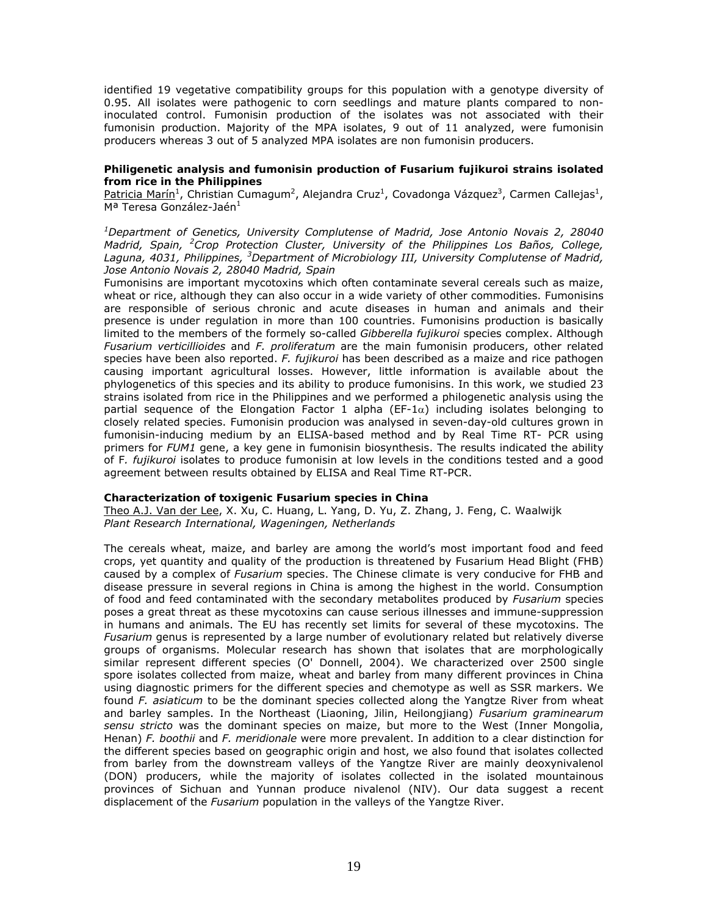identified 19 vegetative compatibility groups for this population with a genotype diversity of 0.95. All isolates were pathogenic to corn seedlings and mature plants compared to non-inoculated control. Fumonisin production of the isolates was not associated with their fumonisin production. Majority of the MPA isolates, 9 out of 11 analyzed, were fumonisin producers whereas 3 out of 5 analyzed MPA isolates are non fumonisin producers.

**Philigenetic analysis and fumonisin production of Fusarium fujikuroi strains isolated from rice in the Philippines**

Patricia Marín[1], Christian Cumagum[2], Alejandra Cruz[1], Covadonga Vázquez[3], Carmen Callejas[1], Mª Teresa González-Jaén[1]

*[1]Department of Genetics, University Complutense of Madrid, Jose Antonio Novais 2, 28040 Madrid, Spain, [2]Crop Protection Cluster, University of the Philippines Los Baños, College, Laguna, 4031, Philippines, [3]Department of Microbiology III, University Complutense of Madrid, Jose Antonio Novais 2, 28040 Madrid, Spain*

Fumonisins are important mycotoxins which often contaminate several cereals such as maize, wheat or rice, although they can also occur in a wide variety of other commodities. Fumonisins are responsible of serious chronic and acute diseases in human and animals and their presence is under regulation in more than 100 countries. Fumonisins production is basically limited to the members of the formely so-called *Gibberella fujikuroi* species complex. Although *Fusarium verticillioides* and *F. proliferatum* are the main fumonisin producers, other related species have been also reported. *F. fujikuroi* has been described as a maize and rice pathogen causing important agricultural losses. However, little information is available about the phylogenetics of this species and its ability to produce fumonisins. In this work, we studied 23 strains isolated from rice in the Philippines and we performed a philogenetic analysis using the partial sequence of the Elongation Factor 1 alpha (EF-1$\alpha$) including isolates belonging to closely related species. Fumonisin producion was analysed in seven-day-old cultures grown in fumonisin-inducing medium by an ELISA-based method and by Real Time RT- PCR using primers for *FUM1* gene, a key gene in fumonisin biosynthesis. The results indicated the ability of F*. fujikuroi* isolates to produce fumonisin at low levels in the conditions tested and a good agreement between results obtained by ELISA and Real Time RT-PCR.

**Characterization of toxigenic Fusarium species in China**

Theo A.J. Van der Lee, X. Xu, C. Huang, L. Yang, D. Yu, Z. Zhang, J. Feng, C. Waalwijk

*Plant Research International, Wageningen, Netherlands*

The cereals wheat, maize, and barley are among the world's most important food and feed crops, yet quantity and quality of the production is threatened by Fusarium Head Blight (FHB) caused by a complex of *Fusarium* species. The Chinese climate is very conducive for FHB and disease pressure in several regions in China is among the highest in the world. Consumption of food and feed contaminated with the secondary metabolites produced by *Fusarium* species poses a great threat as these mycotoxins can cause serious illnesses and immune-suppression in humans and animals. The EU has recently set limits for several of these mycotoxins. The *Fusarium* genus is represented by a large number of evolutionary related but relatively diverse groups of organisms. Molecular research has shown that isolates that are morphologically similar represent different species (O' Donnell, 2004). We characterized over 2500 single spore isolates collected from maize, wheat and barley from many different provinces in China using diagnostic primers for the different species and chemotype as well as SSR markers. We found *F. asiaticum* to be the dominant species collected along the Yangtze River from wheat and barley samples. In the Northeast (Liaoning, Jilin, Heilongjiang) *Fusarium graminearum sensu stricto* was the dominant species on maize, but more to the West (Inner Mongolia, Henan) *F. boothii* and *F. meridionale* were more prevalent. In addition to a clear distinction for the different species based on geographic origin and host, we also found that isolates collected from barley from the downstream valleys of the Yangtze River are mainly deoxynivalenol (DON) producers, while the majority of isolates collected in the isolated mountainous provinces of Sichuan and Yunnan produce nivalenol (NIV). Our data suggest a recent displacement of the *Fusarium* population in the valleys of the Yangtze River.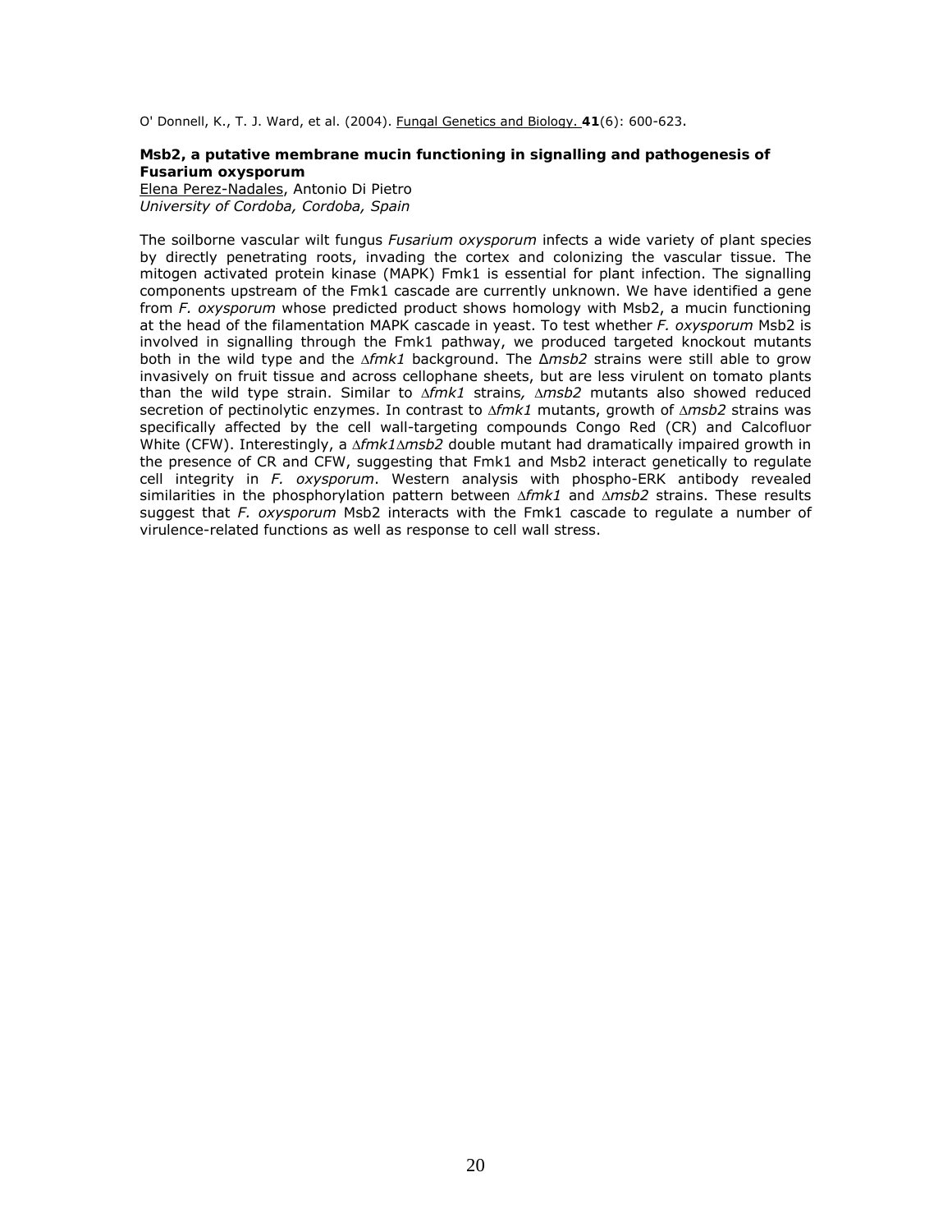O' Donnell, K., T. J. Ward, et al. (2004). Fungal Genetics and Biology. **41**(6): 600-623.

**Msb2, a putative membrane mucin functioning in signalling and pathogenesis of Fusarium oxysporum**

Elena Perez-Nadales, Antonio Di Pietro
*University of Cordoba, Cordoba, Spain*

The soilborne vascular wilt fungus *Fusarium oxysporum* infects a wide variety of plant species by directly penetrating roots, invading the cortex and colonizing the vascular tissue. The mitogen activated protein kinase (MAPK) Fmk1 is essential for plant infection. The signalling components upstream of the Fmk1 cascade are currently unknown. We have identified a gene from *F. oxysporum* whose predicted product shows homology with Msb2, a mucin functioning at the head of the filamentation MAPK cascade in yeast. To test whether *F. oxysporum* Msb2 is involved in signalling through the Fmk1 pathway, we produced targeted knockout mutants both in the wild type and the ∆*fmk1* background. The ∆*msb2* strains were still able to grow invasively on fruit tissue and across cellophane sheets, but are less virulent on tomato plants than the wild type strain. Similar to ∆*fmk1* strains, ∆*msb2* mutants also showed reduced secretion of pectinolytic enzymes. In contrast to ∆*fmk1* mutants, growth of ∆*msb2* strains was specifically affected by the cell wall-targeting compounds Congo Red (CR) and Calcofluor White (CFW). Interestingly, a ∆*fmk1*∆*msb2* double mutant had dramatically impaired growth in the presence of CR and CFW, suggesting that Fmk1 and Msb2 interact genetically to regulate cell integrity in *F. oxysporum*. Western analysis with phospho-ERK antibody revealed similarities in the phosphorylation pattern between ∆*fmk1* and ∆*msb2* strains. These results suggest that *F. oxysporum* Msb2 interacts with the Fmk1 cascade to regulate a number of virulence-related functions as well as response to cell wall stress.